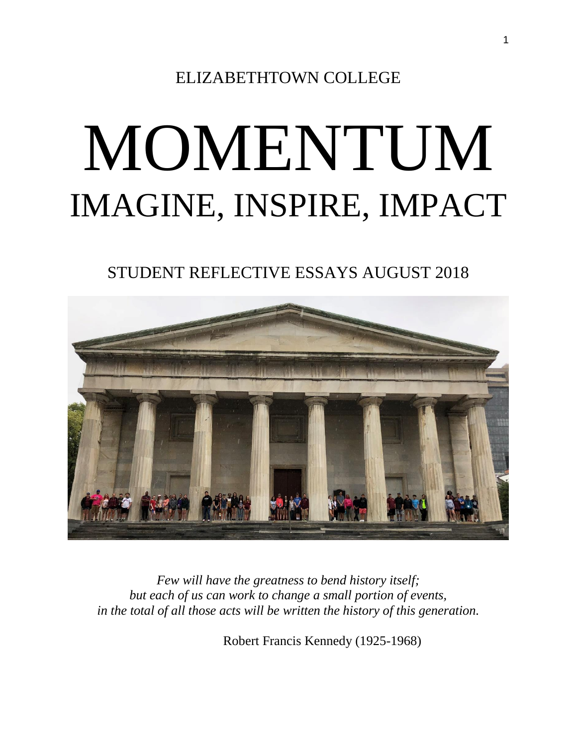ELIZABETHTOWN COLLEGE

# MOMENTUM

## IMAGINE, INSPIRE, IMPACT

STUDENT REFLECTIVE ESSAYS AUGUST 2018

*Few will have the greatness to bend history itself;*
*but each of us can work to change a small portion of events,*
*in the total of all those acts will be written the history of this generation.*

Robert Francis Kennedy (1925-1968)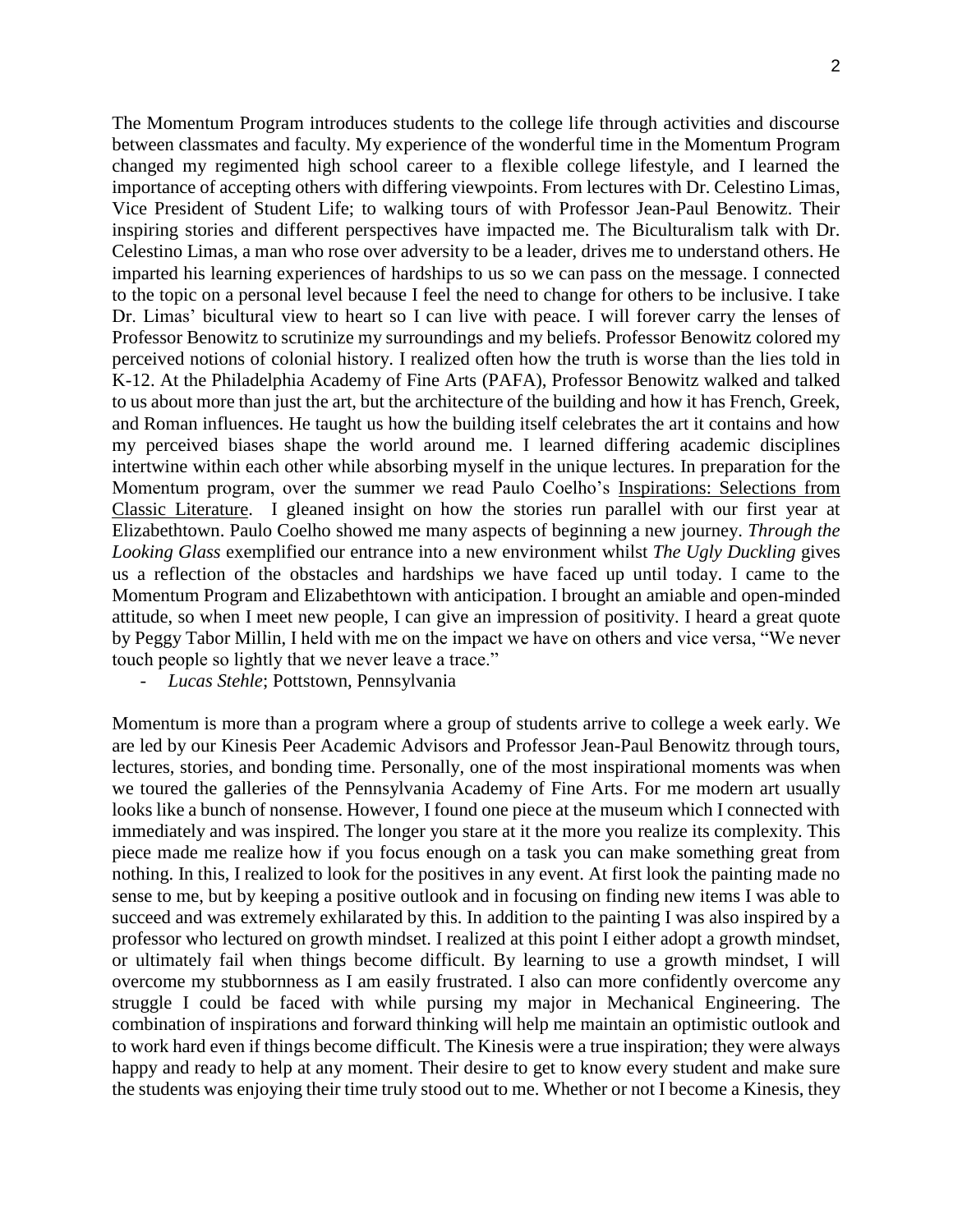The Momentum Program introduces students to the college life through activities and discourse between classmates and faculty. My experience of the wonderful time in the Momentum Program changed my regimented high school career to a flexible college lifestyle, and I learned the importance of accepting others with differing viewpoints. From lectures with Dr. Celestino Limas, Vice President of Student Life; to walking tours of with Professor Jean-Paul Benowitz. Their inspiring stories and different perspectives have impacted me. The Biculturalism talk with Dr. Celestino Limas, a man who rose over adversity to be a leader, drives me to understand others. He imparted his learning experiences of hardships to us so we can pass on the message. I connected to the topic on a personal level because I feel the need to change for others to be inclusive. I take Dr. Limas' bicultural view to heart so I can live with peace. I will forever carry the lenses of Professor Benowitz to scrutinize my surroundings and my beliefs. Professor Benowitz colored my perceived notions of colonial history. I realized often how the truth is worse than the lies told in K-12. At the Philadelphia Academy of Fine Arts (PAFA), Professor Benowitz walked and talked to us about more than just the art, but the architecture of the building and how it has French, Greek, and Roman influences. He taught us how the building itself celebrates the art it contains and how my perceived biases shape the world around me. I learned differing academic disciplines intertwine within each other while absorbing myself in the unique lectures. In preparation for the Momentum program, over the summer we read Paulo Coelho's <u>Inspirations: Selections from Classic Literature</u>. I gleaned insight on how the stories run parallel with our first year at Elizabethtown. Paulo Coelho showed me many aspects of beginning a new journey. *Through the Looking Glass* exemplified our entrance into a new environment whilst *The Ugly Duckling* gives us a reflection of the obstacles and hardships we have faced up until today. I came to the Momentum Program and Elizabethtown with anticipation. I brought an amiable and open-minded attitude, so when I meet new people, I can give an impression of positivity. I heard a great quote by Peggy Tabor Millin, I held with me on the impact we have on others and vice versa, "We never touch people so lightly that we never leave a trace."

- *Lucas Stehle*; Pottstown, Pennsylvania

Momentum is more than a program where a group of students arrive to college a week early. We are led by our Kinesis Peer Academic Advisors and Professor Jean-Paul Benowitz through tours, lectures, stories, and bonding time. Personally, one of the most inspirational moments was when we toured the galleries of the Pennsylvania Academy of Fine Arts. For me modern art usually looks like a bunch of nonsense. However, I found one piece at the museum which I connected with immediately and was inspired. The longer you stare at it the more you realize its complexity. This piece made me realize how if you focus enough on a task you can make something great from nothing. In this, I realized to look for the positives in any event. At first look the painting made no sense to me, but by keeping a positive outlook and in focusing on finding new items I was able to succeed and was extremely exhilarated by this. In addition to the painting I was also inspired by a professor who lectured on growth mindset. I realized at this point I either adopt a growth mindset, or ultimately fail when things become difficult. By learning to use a growth mindset, I will overcome my stubbornness as I am easily frustrated. I also can more confidently overcome any struggle I could be faced with while pursing my major in Mechanical Engineering. The combination of inspirations and forward thinking will help me maintain an optimistic outlook and to work hard even if things become difficult. The Kinesis were a true inspiration; they were always happy and ready to help at any moment. Their desire to get to know every student and make sure the students was enjoying their time truly stood out to me. Whether or not I become a Kinesis, they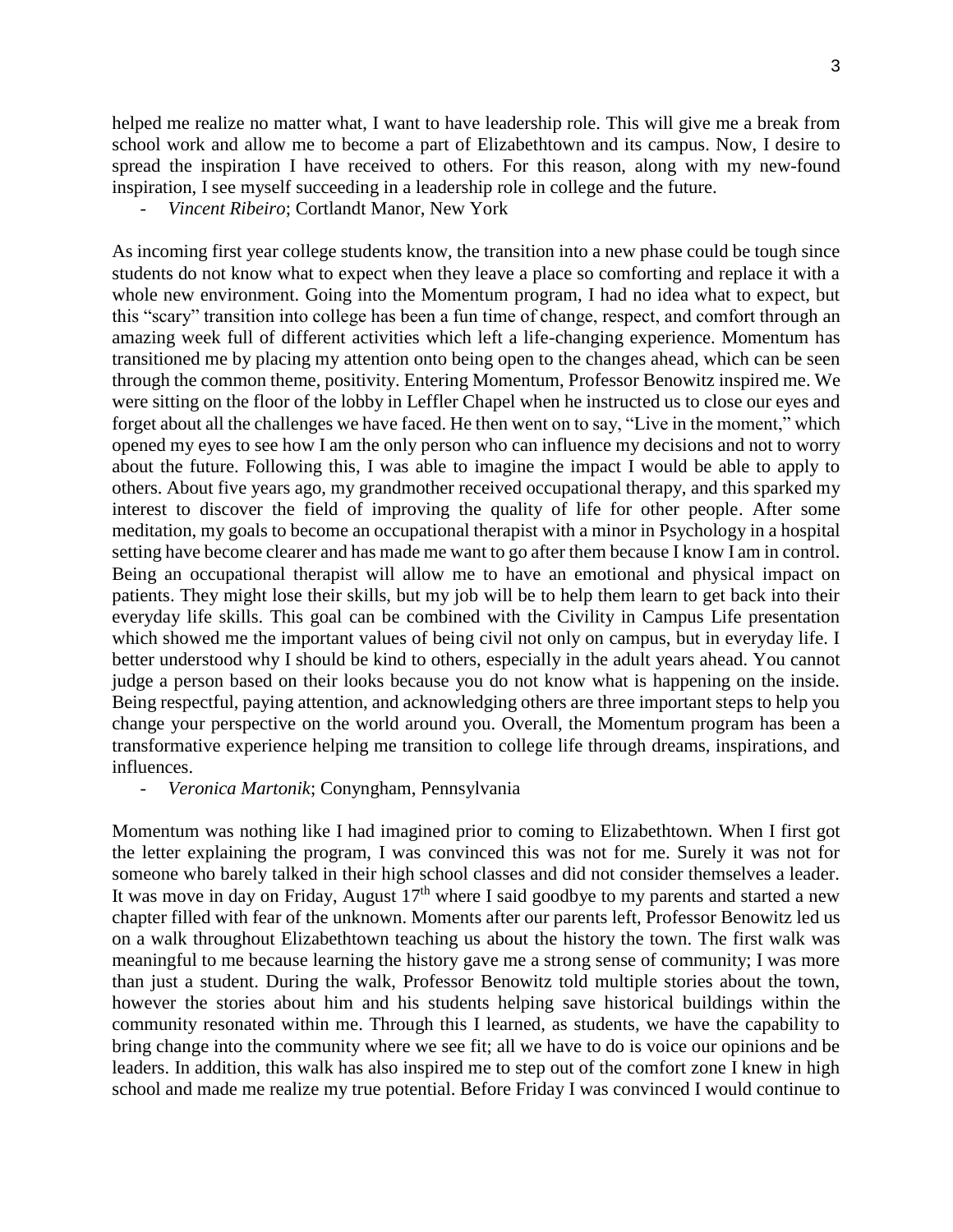helped me realize no matter what, I want to have leadership role. This will give me a break from school work and allow me to become a part of Elizabethtown and its campus. Now, I desire to spread the inspiration I have received to others. For this reason, along with my new-found inspiration, I see myself succeeding in a leadership role in college and the future.

- *Vincent Ribeiro*; Cortlandt Manor, New York

As incoming first year college students know, the transition into a new phase could be tough since students do not know what to expect when they leave a place so comforting and replace it with a whole new environment. Going into the Momentum program, I had no idea what to expect, but this "scary" transition into college has been a fun time of change, respect, and comfort through an amazing week full of different activities which left a life-changing experience. Momentum has transitioned me by placing my attention onto being open to the changes ahead, which can be seen through the common theme, positivity. Entering Momentum, Professor Benowitz inspired me. We were sitting on the floor of the lobby in Leffler Chapel when he instructed us to close our eyes and forget about all the challenges we have faced. He then went on to say, "Live in the moment," which opened my eyes to see how I am the only person who can influence my decisions and not to worry about the future. Following this, I was able to imagine the impact I would be able to apply to others. About five years ago, my grandmother received occupational therapy, and this sparked my interest to discover the field of improving the quality of life for other people. After some meditation, my goals to become an occupational therapist with a minor in Psychology in a hospital setting have become clearer and has made me want to go after them because I know I am in control. Being an occupational therapist will allow me to have an emotional and physical impact on patients. They might lose their skills, but my job will be to help them learn to get back into their everyday life skills. This goal can be combined with the Civility in Campus Life presentation which showed me the important values of being civil not only on campus, but in everyday life. I better understood why I should be kind to others, especially in the adult years ahead. You cannot judge a person based on their looks because you do not know what is happening on the inside. Being respectful, paying attention, and acknowledging others are three important steps to help you change your perspective on the world around you. Overall, the Momentum program has been a transformative experience helping me transition to college life through dreams, inspirations, and influences.

- *Veronica Martonik*; Conyngham, Pennsylvania

Momentum was nothing like I had imagined prior to coming to Elizabethtown. When I first got the letter explaining the program, I was convinced this was not for me. Surely it was not for someone who barely talked in their high school classes and did not consider themselves a leader. It was move in day on Friday, August 17th where I said goodbye to my parents and started a new chapter filled with fear of the unknown. Moments after our parents left, Professor Benowitz led us on a walk throughout Elizabethtown teaching us about the history the town. The first walk was meaningful to me because learning the history gave me a strong sense of community; I was more than just a student. During the walk, Professor Benowitz told multiple stories about the town, however the stories about him and his students helping save historical buildings within the community resonated within me. Through this I learned, as students, we have the capability to bring change into the community where we see fit; all we have to do is voice our opinions and be leaders. In addition, this walk has also inspired me to step out of the comfort zone I knew in high school and made me realize my true potential. Before Friday I was convinced I would continue to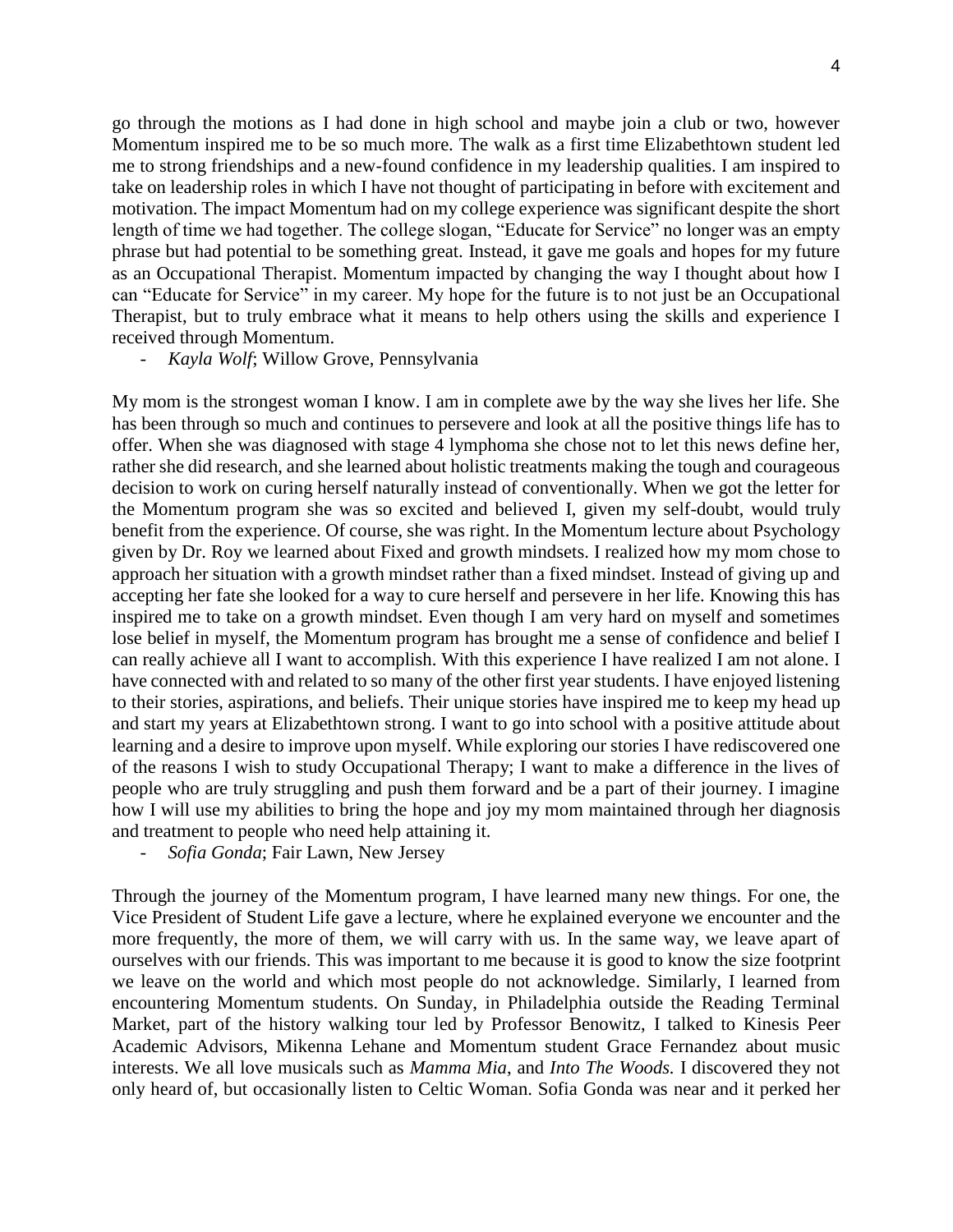go through the motions as I had done in high school and maybe join a club or two, however Momentum inspired me to be so much more. The walk as a first time Elizabethtown student led me to strong friendships and a new-found confidence in my leadership qualities. I am inspired to take on leadership roles in which I have not thought of participating in before with excitement and motivation. The impact Momentum had on my college experience was significant despite the short length of time we had together. The college slogan, "Educate for Service" no longer was an empty phrase but had potential to be something great. Instead, it gave me goals and hopes for my future as an Occupational Therapist. Momentum impacted by changing the way I thought about how I can "Educate for Service" in my career. My hope for the future is to not just be an Occupational Therapist, but to truly embrace what it means to help others using the skills and experience I received through Momentum.

- *Kayla Wolf*; Willow Grove, Pennsylvania

My mom is the strongest woman I know. I am in complete awe by the way she lives her life. She has been through so much and continues to persevere and look at all the positive things life has to offer. When she was diagnosed with stage 4 lymphoma she chose not to let this news define her, rather she did research, and she learned about holistic treatments making the tough and courageous decision to work on curing herself naturally instead of conventionally. When we got the letter for the Momentum program she was so excited and believed I, given my self-doubt, would truly benefit from the experience. Of course, she was right. In the Momentum lecture about Psychology given by Dr. Roy we learned about Fixed and growth mindsets. I realized how my mom chose to approach her situation with a growth mindset rather than a fixed mindset. Instead of giving up and accepting her fate she looked for a way to cure herself and persevere in her life. Knowing this has inspired me to take on a growth mindset. Even though I am very hard on myself and sometimes lose belief in myself, the Momentum program has brought me a sense of confidence and belief I can really achieve all I want to accomplish. With this experience I have realized I am not alone. I have connected with and related to so many of the other first year students. I have enjoyed listening to their stories, aspirations, and beliefs. Their unique stories have inspired me to keep my head up and start my years at Elizabethtown strong. I want to go into school with a positive attitude about learning and a desire to improve upon myself. While exploring our stories I have rediscovered one of the reasons I wish to study Occupational Therapy; I want to make a difference in the lives of people who are truly struggling and push them forward and be a part of their journey. I imagine how I will use my abilities to bring the hope and joy my mom maintained through her diagnosis and treatment to people who need help attaining it.

- *Sofia Gonda*; Fair Lawn, New Jersey

Through the journey of the Momentum program, I have learned many new things. For one, the Vice President of Student Life gave a lecture, where he explained everyone we encounter and the more frequently, the more of them, we will carry with us. In the same way, we leave apart of ourselves with our friends. This was important to me because it is good to know the size footprint we leave on the world and which most people do not acknowledge. Similarly, I learned from encountering Momentum students. On Sunday, in Philadelphia outside the Reading Terminal Market, part of the history walking tour led by Professor Benowitz, I talked to Kinesis Peer Academic Advisors, Mikenna Lehane and Momentum student Grace Fernandez about music interests. We all love musicals such as *Mamma Mia*, and *Into The Woods.* I discovered they not only heard of, but occasionally listen to Celtic Woman. Sofia Gonda was near and it perked her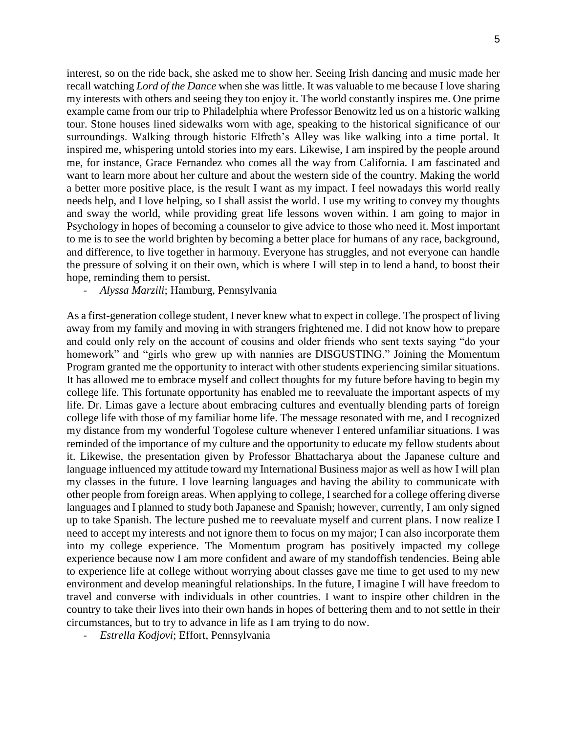interest, so on the ride back, she asked me to show her. Seeing Irish dancing and music made her recall watching *Lord of the Dance* when she was little. It was valuable to me because I love sharing my interests with others and seeing they too enjoy it. The world constantly inspires me. One prime example came from our trip to Philadelphia where Professor Benowitz led us on a historic walking tour. Stone houses lined sidewalks worn with age, speaking to the historical significance of our surroundings. Walking through historic Elfreth's Alley was like walking into a time portal. It inspired me, whispering untold stories into my ears. Likewise, I am inspired by the people around me, for instance, Grace Fernandez who comes all the way from California. I am fascinated and want to learn more about her culture and about the western side of the country. Making the world a better more positive place, is the result I want as my impact. I feel nowadays this world really needs help, and I love helping, so I shall assist the world. I use my writing to convey my thoughts and sway the world, while providing great life lessons woven within. I am going to major in Psychology in hopes of becoming a counselor to give advice to those who need it. Most important to me is to see the world brighten by becoming a better place for humans of any race, background, and difference, to live together in harmony. Everyone has struggles, and not everyone can handle the pressure of solving it on their own, which is where I will step in to lend a hand, to boost their hope, reminding them to persist.

- *Alyssa Marzili*; Hamburg, Pennsylvania

As a first-generation college student, I never knew what to expect in college. The prospect of living away from my family and moving in with strangers frightened me. I did not know how to prepare and could only rely on the account of cousins and older friends who sent texts saying "do your homework" and "girls who grew up with nannies are DISGUSTING." Joining the Momentum Program granted me the opportunity to interact with other students experiencing similar situations. It has allowed me to embrace myself and collect thoughts for my future before having to begin my college life. This fortunate opportunity has enabled me to reevaluate the important aspects of my life. Dr. Limas gave a lecture about embracing cultures and eventually blending parts of foreign college life with those of my familiar home life. The message resonated with me, and I recognized my distance from my wonderful Togolese culture whenever I entered unfamiliar situations. I was reminded of the importance of my culture and the opportunity to educate my fellow students about it. Likewise, the presentation given by Professor Bhattacharya about the Japanese culture and language influenced my attitude toward my International Business major as well as how I will plan my classes in the future. I love learning languages and having the ability to communicate with other people from foreign areas. When applying to college, I searched for a college offering diverse languages and I planned to study both Japanese and Spanish; however, currently, I am only signed up to take Spanish. The lecture pushed me to reevaluate myself and current plans. I now realize I need to accept my interests and not ignore them to focus on my major; I can also incorporate them into my college experience. The Momentum program has positively impacted my college experience because now I am more confident and aware of my standoffish tendencies. Being able to experience life at college without worrying about classes gave me time to get used to my new environment and develop meaningful relationships. In the future, I imagine I will have freedom to travel and converse with individuals in other countries. I want to inspire other children in the country to take their lives into their own hands in hopes of bettering them and to not settle in their circumstances, but to try to advance in life as I am trying to do now.

- *Estrella Kodjovi*; Effort, Pennsylvania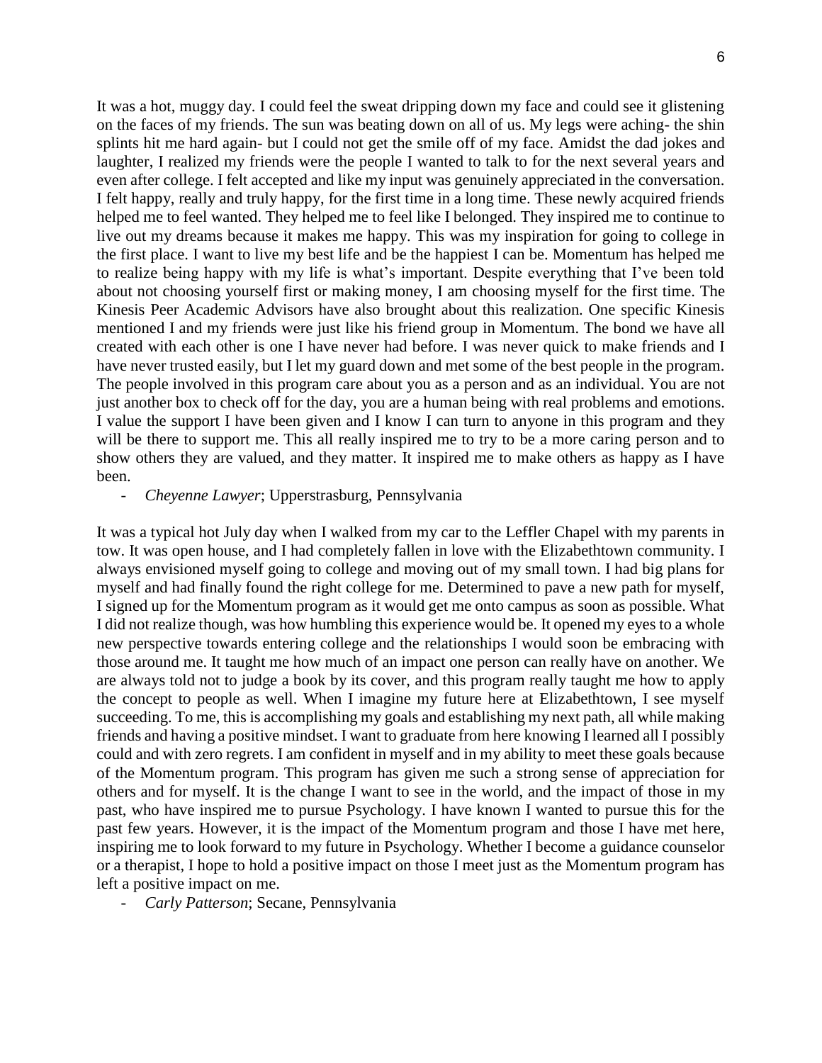It was a hot, muggy day. I could feel the sweat dripping down my face and could see it glistening on the faces of my friends. The sun was beating down on all of us. My legs were aching- the shin splints hit me hard again- but I could not get the smile off of my face. Amidst the dad jokes and laughter, I realized my friends were the people I wanted to talk to for the next several years and even after college. I felt accepted and like my input was genuinely appreciated in the conversation. I felt happy, really and truly happy, for the first time in a long time. These newly acquired friends helped me to feel wanted. They helped me to feel like I belonged. They inspired me to continue to live out my dreams because it makes me happy. This was my inspiration for going to college in the first place. I want to live my best life and be the happiest I can be. Momentum has helped me to realize being happy with my life is what's important. Despite everything that I've been told about not choosing yourself first or making money, I am choosing myself for the first time. The Kinesis Peer Academic Advisors have also brought about this realization. One specific Kinesis mentioned I and my friends were just like his friend group in Momentum. The bond we have all created with each other is one I have never had before. I was never quick to make friends and I have never trusted easily, but I let my guard down and met some of the best people in the program. The people involved in this program care about you as a person and as an individual. You are not just another box to check off for the day, you are a human being with real problems and emotions. I value the support I have been given and I know I can turn to anyone in this program and they will be there to support me. This all really inspired me to try to be a more caring person and to show others they are valued, and they matter. It inspired me to make others as happy as I have been.

- *Cheyenne Lawyer*; Upperstrasburg, Pennsylvania

It was a typical hot July day when I walked from my car to the Leffler Chapel with my parents in tow. It was open house, and I had completely fallen in love with the Elizabethtown community. I always envisioned myself going to college and moving out of my small town. I had big plans for myself and had finally found the right college for me. Determined to pave a new path for myself, I signed up for the Momentum program as it would get me onto campus as soon as possible. What I did not realize though, was how humbling this experience would be. It opened my eyes to a whole new perspective towards entering college and the relationships I would soon be embracing with those around me. It taught me how much of an impact one person can really have on another. We are always told not to judge a book by its cover, and this program really taught me how to apply the concept to people as well. When I imagine my future here at Elizabethtown, I see myself succeeding. To me, this is accomplishing my goals and establishing my next path, all while making friends and having a positive mindset. I want to graduate from here knowing I learned all I possibly could and with zero regrets. I am confident in myself and in my ability to meet these goals because of the Momentum program. This program has given me such a strong sense of appreciation for others and for myself. It is the change I want to see in the world, and the impact of those in my past, who have inspired me to pursue Psychology. I have known I wanted to pursue this for the past few years. However, it is the impact of the Momentum program and those I have met here, inspiring me to look forward to my future in Psychology. Whether I become a guidance counselor or a therapist, I hope to hold a positive impact on those I meet just as the Momentum program has left a positive impact on me.

- *Carly Patterson*; Secane, Pennsylvania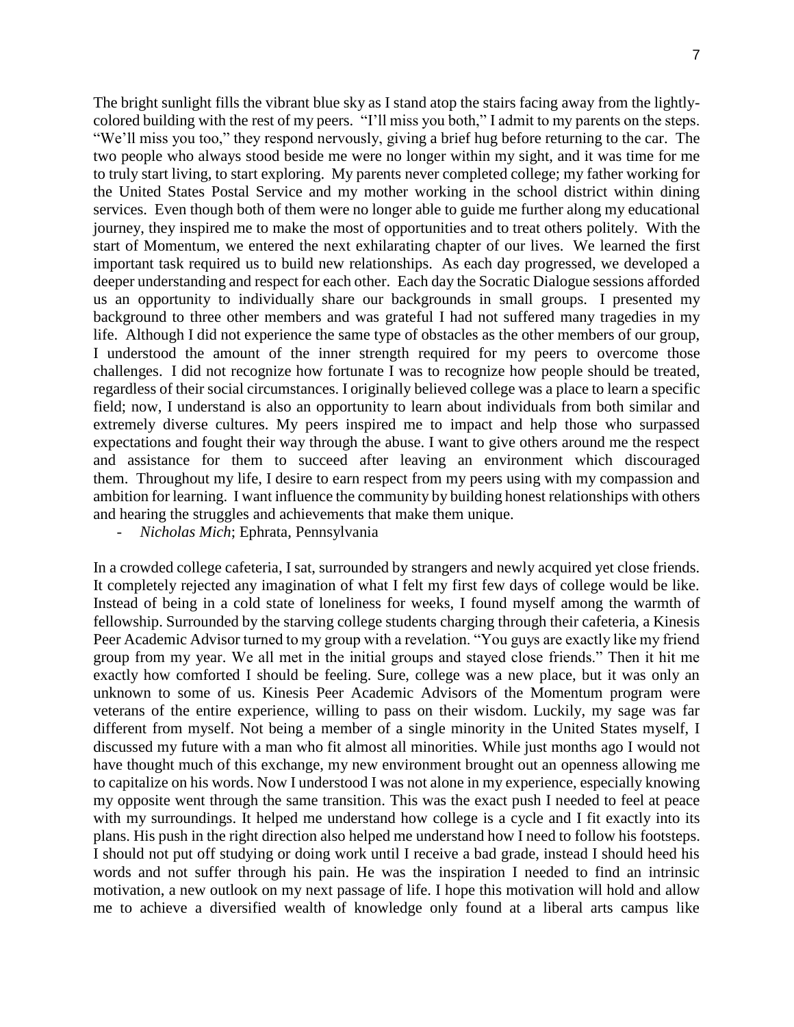The bright sunlight fills the vibrant blue sky as I stand atop the stairs facing away from the lightly-colored building with the rest of my peers. "I'll miss you both," I admit to my parents on the steps. "We'll miss you too," they respond nervously, giving a brief hug before returning to the car. The two people who always stood beside me were no longer within my sight, and it was time for me to truly start living, to start exploring. My parents never completed college; my father working for the United States Postal Service and my mother working in the school district within dining services. Even though both of them were no longer able to guide me further along my educational journey, they inspired me to make the most of opportunities and to treat others politely. With the start of Momentum, we entered the next exhilarating chapter of our lives. We learned the first important task required us to build new relationships. As each day progressed, we developed a deeper understanding and respect for each other. Each day the Socratic Dialogue sessions afforded us an opportunity to individually share our backgrounds in small groups. I presented my background to three other members and was grateful I had not suffered many tragedies in my life. Although I did not experience the same type of obstacles as the other members of our group, I understood the amount of the inner strength required for my peers to overcome those challenges. I did not recognize how fortunate I was to recognize how people should be treated, regardless of their social circumstances. I originally believed college was a place to learn a specific field; now, I understand is also an opportunity to learn about individuals from both similar and extremely diverse cultures. My peers inspired me to impact and help those who surpassed expectations and fought their way through the abuse. I want to give others around me the respect and assistance for them to succeed after leaving an environment which discouraged them. Throughout my life, I desire to earn respect from my peers using with my compassion and ambition for learning. I want influence the community by building honest relationships with others and hearing the struggles and achievements that make them unique.

- *Nicholas Mich*; Ephrata, Pennsylvania

In a crowded college cafeteria, I sat, surrounded by strangers and newly acquired yet close friends. It completely rejected any imagination of what I felt my first few days of college would be like. Instead of being in a cold state of loneliness for weeks, I found myself among the warmth of fellowship. Surrounded by the starving college students charging through their cafeteria, a Kinesis Peer Academic Advisor turned to my group with a revelation. "You guys are exactly like my friend group from my year. We all met in the initial groups and stayed close friends." Then it hit me exactly how comforted I should be feeling. Sure, college was a new place, but it was only an unknown to some of us. Kinesis Peer Academic Advisors of the Momentum program were veterans of the entire experience, willing to pass on their wisdom. Luckily, my sage was far different from myself. Not being a member of a single minority in the United States myself, I discussed my future with a man who fit almost all minorities. While just months ago I would not have thought much of this exchange, my new environment brought out an openness allowing me to capitalize on his words. Now I understood I was not alone in my experience, especially knowing my opposite went through the same transition. This was the exact push I needed to feel at peace with my surroundings. It helped me understand how college is a cycle and I fit exactly into its plans. His push in the right direction also helped me understand how I need to follow his footsteps. I should not put off studying or doing work until I receive a bad grade, instead I should heed his words and not suffer through his pain. He was the inspiration I needed to find an intrinsic motivation, a new outlook on my next passage of life. I hope this motivation will hold and allow me to achieve a diversified wealth of knowledge only found at a liberal arts campus like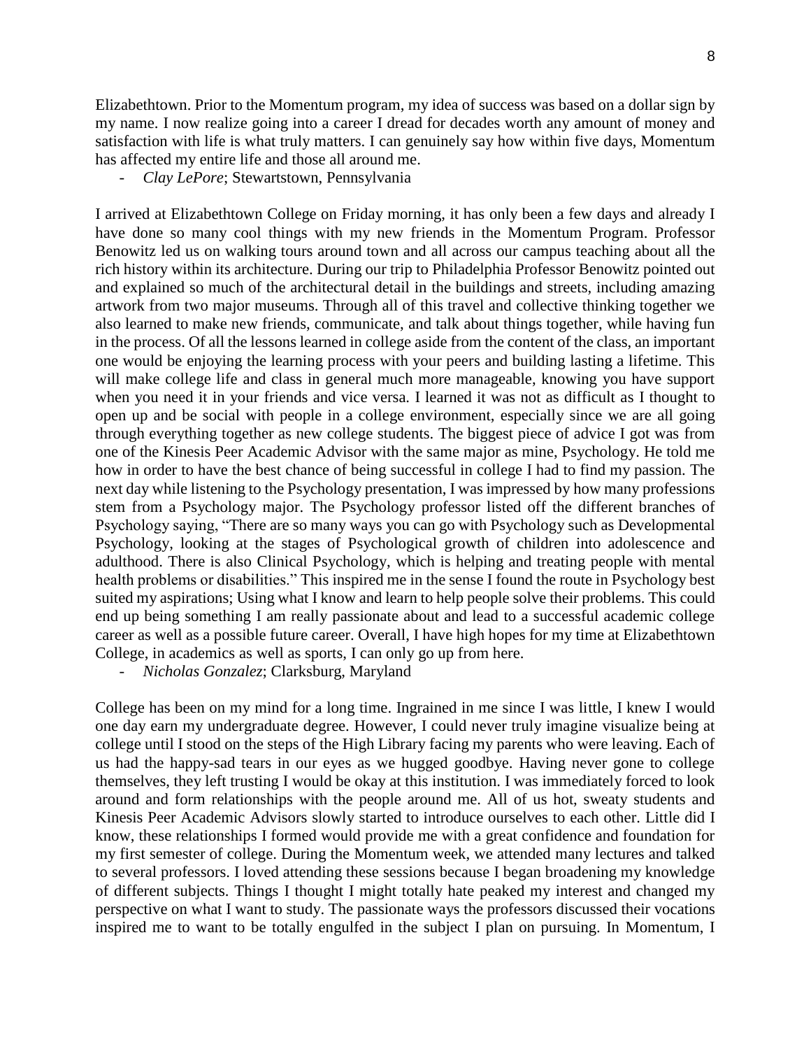Elizabethtown. Prior to the Momentum program, my idea of success was based on a dollar sign by my name. I now realize going into a career I dread for decades worth any amount of money and satisfaction with life is what truly matters. I can genuinely say how within five days, Momentum has affected my entire life and those all around me.

- *Clay LePore*; Stewartstown, Pennsylvania

I arrived at Elizabethtown College on Friday morning, it has only been a few days and already I have done so many cool things with my new friends in the Momentum Program. Professor Benowitz led us on walking tours around town and all across our campus teaching about all the rich history within its architecture. During our trip to Philadelphia Professor Benowitz pointed out and explained so much of the architectural detail in the buildings and streets, including amazing artwork from two major museums. Through all of this travel and collective thinking together we also learned to make new friends, communicate, and talk about things together, while having fun in the process. Of all the lessons learned in college aside from the content of the class, an important one would be enjoying the learning process with your peers and building lasting a lifetime. This will make college life and class in general much more manageable, knowing you have support when you need it in your friends and vice versa. I learned it was not as difficult as I thought to open up and be social with people in a college environment, especially since we are all going through everything together as new college students. The biggest piece of advice I got was from one of the Kinesis Peer Academic Advisor with the same major as mine, Psychology. He told me how in order to have the best chance of being successful in college I had to find my passion. The next day while listening to the Psychology presentation, I was impressed by how many professions stem from a Psychology major. The Psychology professor listed off the different branches of Psychology saying, "There are so many ways you can go with Psychology such as Developmental Psychology, looking at the stages of Psychological growth of children into adolescence and adulthood. There is also Clinical Psychology, which is helping and treating people with mental health problems or disabilities." This inspired me in the sense I found the route in Psychology best suited my aspirations; Using what I know and learn to help people solve their problems. This could end up being something I am really passionate about and lead to a successful academic college career as well as a possible future career. Overall, I have high hopes for my time at Elizabethtown College, in academics as well as sports, I can only go up from here.

- *Nicholas Gonzalez*; Clarksburg, Maryland

College has been on my mind for a long time. Ingrained in me since I was little, I knew I would one day earn my undergraduate degree. However, I could never truly imagine visualize being at college until I stood on the steps of the High Library facing my parents who were leaving. Each of us had the happy-sad tears in our eyes as we hugged goodbye. Having never gone to college themselves, they left trusting I would be okay at this institution. I was immediately forced to look around and form relationships with the people around me. All of us hot, sweaty students and Kinesis Peer Academic Advisors slowly started to introduce ourselves to each other. Little did I know, these relationships I formed would provide me with a great confidence and foundation for my first semester of college. During the Momentum week, we attended many lectures and talked to several professors. I loved attending these sessions because I began broadening my knowledge of different subjects. Things I thought I might totally hate peaked my interest and changed my perspective on what I want to study. The passionate ways the professors discussed their vocations inspired me to want to be totally engulfed in the subject I plan on pursuing. In Momentum, I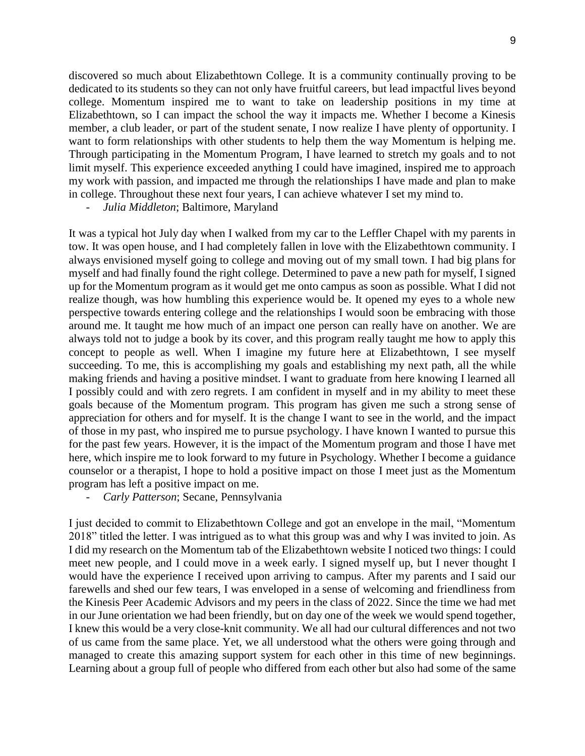discovered so much about Elizabethtown College. It is a community continually proving to be dedicated to its students so they can not only have fruitful careers, but lead impactful lives beyond college. Momentum inspired me to want to take on leadership positions in my time at Elizabethtown, so I can impact the school the way it impacts me. Whether I become a Kinesis member, a club leader, or part of the student senate, I now realize I have plenty of opportunity. I want to form relationships with other students to help them the way Momentum is helping me. Through participating in the Momentum Program, I have learned to stretch my goals and to not limit myself. This experience exceeded anything I could have imagined, inspired me to approach my work with passion, and impacted me through the relationships I have made and plan to make in college. Throughout these next four years, I can achieve whatever I set my mind to.

- *Julia Middleton*; Baltimore, Maryland

It was a typical hot July day when I walked from my car to the Leffler Chapel with my parents in tow. It was open house, and I had completely fallen in love with the Elizabethtown community. I always envisioned myself going to college and moving out of my small town. I had big plans for myself and had finally found the right college. Determined to pave a new path for myself, I signed up for the Momentum program as it would get me onto campus as soon as possible. What I did not realize though, was how humbling this experience would be. It opened my eyes to a whole new perspective towards entering college and the relationships I would soon be embracing with those around me. It taught me how much of an impact one person can really have on another. We are always told not to judge a book by its cover, and this program really taught me how to apply this concept to people as well. When I imagine my future here at Elizabethtown, I see myself succeeding. To me, this is accomplishing my goals and establishing my next path, all the while making friends and having a positive mindset. I want to graduate from here knowing I learned all I possibly could and with zero regrets. I am confident in myself and in my ability to meet these goals because of the Momentum program. This program has given me such a strong sense of appreciation for others and for myself. It is the change I want to see in the world, and the impact of those in my past, who inspired me to pursue psychology. I have known I wanted to pursue this for the past few years. However, it is the impact of the Momentum program and those I have met here, which inspire me to look forward to my future in Psychology. Whether I become a guidance counselor or a therapist, I hope to hold a positive impact on those I meet just as the Momentum program has left a positive impact on me.

- *Carly Patterson*; Secane, Pennsylvania

I just decided to commit to Elizabethtown College and got an envelope in the mail, "Momentum 2018" titled the letter. I was intrigued as to what this group was and why I was invited to join. As I did my research on the Momentum tab of the Elizabethtown website I noticed two things: I could meet new people, and I could move in a week early. I signed myself up, but I never thought I would have the experience I received upon arriving to campus. After my parents and I said our farewells and shed our few tears, I was enveloped in a sense of welcoming and friendliness from the Kinesis Peer Academic Advisors and my peers in the class of 2022. Since the time we had met in our June orientation we had been friendly, but on day one of the week we would spend together, I knew this would be a very close-knit community. We all had our cultural differences and not two of us came from the same place. Yet, we all understood what the others were going through and managed to create this amazing support system for each other in this time of new beginnings. Learning about a group full of people who differed from each other but also had some of the same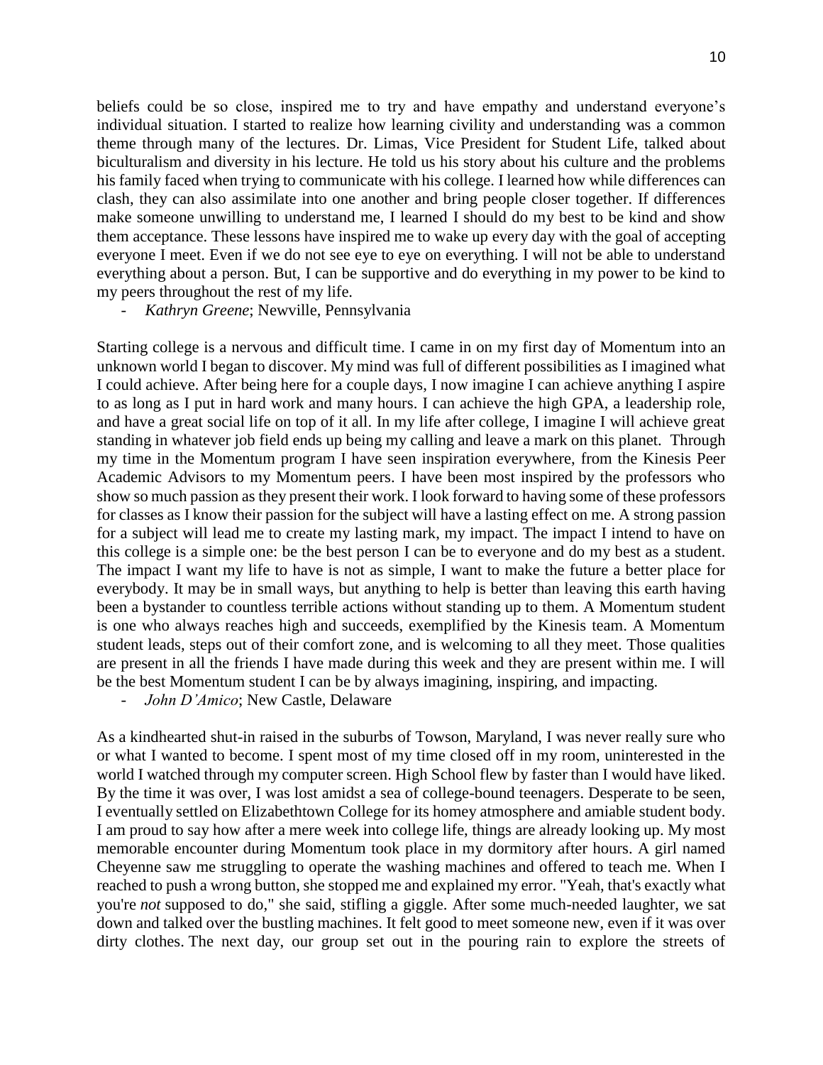beliefs could be so close, inspired me to try and have empathy and understand everyone's individual situation. I started to realize how learning civility and understanding was a common theme through many of the lectures. Dr. Limas, Vice President for Student Life, talked about biculturalism and diversity in his lecture. He told us his story about his culture and the problems his family faced when trying to communicate with his college. I learned how while differences can clash, they can also assimilate into one another and bring people closer together. If differences make someone unwilling to understand me, I learned I should do my best to be kind and show them acceptance. These lessons have inspired me to wake up every day with the goal of accepting everyone I meet. Even if we do not see eye to eye on everything. I will not be able to understand everything about a person. But, I can be supportive and do everything in my power to be kind to my peers throughout the rest of my life.

- *Kathryn Greene*; Newville, Pennsylvania

Starting college is a nervous and difficult time. I came in on my first day of Momentum into an unknown world I began to discover. My mind was full of different possibilities as I imagined what I could achieve. After being here for a couple days, I now imagine I can achieve anything I aspire to as long as I put in hard work and many hours. I can achieve the high GPA, a leadership role, and have a great social life on top of it all. In my life after college, I imagine I will achieve great standing in whatever job field ends up being my calling and leave a mark on this planet. Through my time in the Momentum program I have seen inspiration everywhere, from the Kinesis Peer Academic Advisors to my Momentum peers. I have been most inspired by the professors who show so much passion as they present their work. I look forward to having some of these professors for classes as I know their passion for the subject will have a lasting effect on me. A strong passion for a subject will lead me to create my lasting mark, my impact. The impact I intend to have on this college is a simple one: be the best person I can be to everyone and do my best as a student. The impact I want my life to have is not as simple, I want to make the future a better place for everybody. It may be in small ways, but anything to help is better than leaving this earth having been a bystander to countless terrible actions without standing up to them. A Momentum student is one who always reaches high and succeeds, exemplified by the Kinesis team. A Momentum student leads, steps out of their comfort zone, and is welcoming to all they meet. Those qualities are present in all the friends I have made during this week and they are present within me. I will be the best Momentum student I can be by always imagining, inspiring, and impacting.

- *John D'Amico*; New Castle, Delaware

As a kindhearted shut-in raised in the suburbs of Towson, Maryland, I was never really sure who or what I wanted to become. I spent most of my time closed off in my room, uninterested in the world I watched through my computer screen. High School flew by faster than I would have liked. By the time it was over, I was lost amidst a sea of college-bound teenagers. Desperate to be seen, I eventually settled on Elizabethtown College for its homey atmosphere and amiable student body. I am proud to say how after a mere week into college life, things are already looking up. My most memorable encounter during Momentum took place in my dormitory after hours. A girl named Cheyenne saw me struggling to operate the washing machines and offered to teach me. When I reached to push a wrong button, she stopped me and explained my error. "Yeah, that's exactly what you're *not* supposed to do," she said, stifling a giggle. After some much-needed laughter, we sat down and talked over the bustling machines. It felt good to meet someone new, even if it was over dirty clothes. The next day, our group set out in the pouring rain to explore the streets of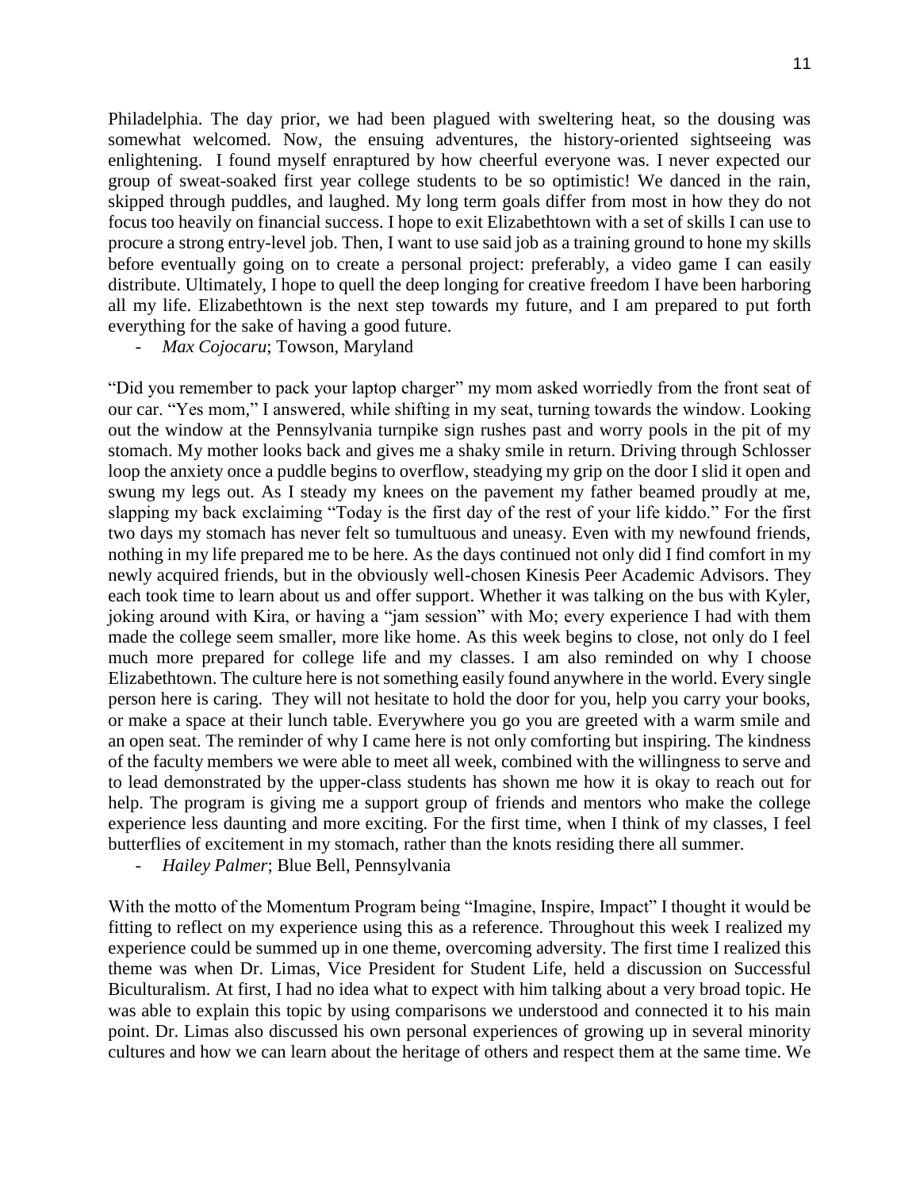Philadelphia. The day prior, we had been plagued with sweltering heat, so the dousing was somewhat welcomed. Now, the ensuing adventures, the history-oriented sightseeing was enlightening. I found myself enraptured by how cheerful everyone was. I never expected our group of sweat-soaked first year college students to be so optimistic! We danced in the rain, skipped through puddles, and laughed. My long term goals differ from most in how they do not focus too heavily on financial success. I hope to exit Elizabethtown with a set of skills I can use to procure a strong entry-level job. Then, I want to use said job as a training ground to hone my skills before eventually going on to create a personal project: preferably, a video game I can easily distribute. Ultimately, I hope to quell the deep longing for creative freedom I have been harboring all my life. Elizabethtown is the next step towards my future, and I am prepared to put forth everything for the sake of having a good future.

- *Max Cojocaru*; Towson, Maryland

"Did you remember to pack your laptop charger" my mom asked worriedly from the front seat of our car. "Yes mom," I answered, while shifting in my seat, turning towards the window. Looking out the window at the Pennsylvania turnpike sign rushes past and worry pools in the pit of my stomach. My mother looks back and gives me a shaky smile in return. Driving through Schlosser loop the anxiety once a puddle begins to overflow, steadying my grip on the door I slid it open and swung my legs out. As I steady my knees on the pavement my father beamed proudly at me, slapping my back exclaiming "Today is the first day of the rest of your life kiddo." For the first two days my stomach has never felt so tumultuous and uneasy. Even with my newfound friends, nothing in my life prepared me to be here. As the days continued not only did I find comfort in my newly acquired friends, but in the obviously well-chosen Kinesis Peer Academic Advisors. They each took time to learn about us and offer support. Whether it was talking on the bus with Kyler, joking around with Kira, or having a "jam session" with Mo; every experience I had with them made the college seem smaller, more like home. As this week begins to close, not only do I feel much more prepared for college life and my classes. I am also reminded on why I choose Elizabethtown. The culture here is not something easily found anywhere in the world. Every single person here is caring. They will not hesitate to hold the door for you, help you carry your books, or make a space at their lunch table. Everywhere you go you are greeted with a warm smile and an open seat. The reminder of why I came here is not only comforting but inspiring. The kindness of the faculty members we were able to meet all week, combined with the willingness to serve and to lead demonstrated by the upper-class students has shown me how it is okay to reach out for help. The program is giving me a support group of friends and mentors who make the college experience less daunting and more exciting. For the first time, when I think of my classes, I feel butterflies of excitement in my stomach, rather than the knots residing there all summer.

- *Hailey Palmer*; Blue Bell, Pennsylvania

With the motto of the Momentum Program being "Imagine, Inspire, Impact" I thought it would be fitting to reflect on my experience using this as a reference. Throughout this week I realized my experience could be summed up in one theme, overcoming adversity. The first time I realized this theme was when Dr. Limas, Vice President for Student Life, held a discussion on Successful Biculturalism. At first, I had no idea what to expect with him talking about a very broad topic. He was able to explain this topic by using comparisons we understood and connected it to his main point. Dr. Limas also discussed his own personal experiences of growing up in several minority cultures and how we can learn about the heritage of others and respect them at the same time. We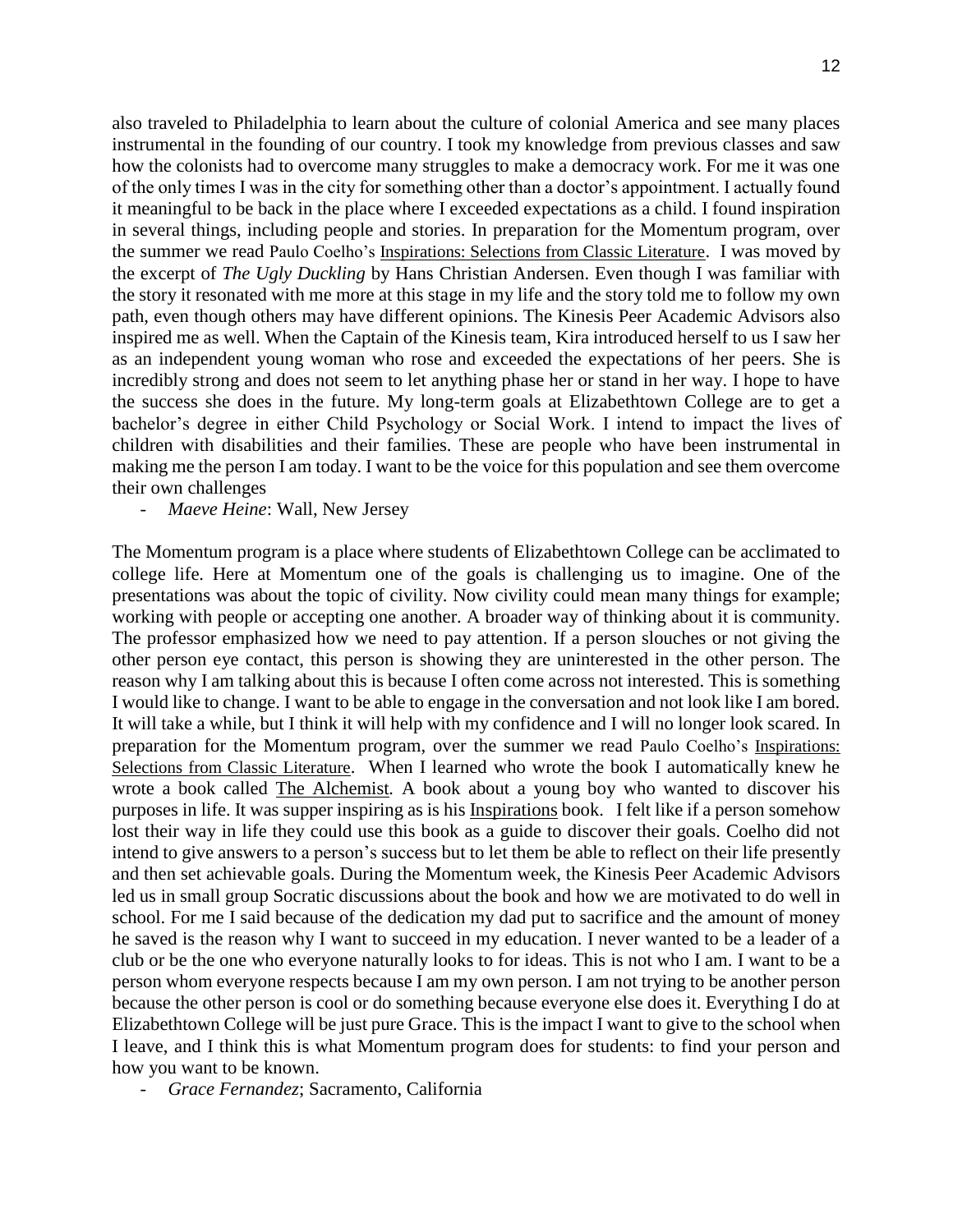also traveled to Philadelphia to learn about the culture of colonial America and see many places instrumental in the founding of our country. I took my knowledge from previous classes and saw how the colonists had to overcome many struggles to make a democracy work. For me it was one of the only times I was in the city for something other than a doctor's appointment. I actually found it meaningful to be back in the place where I exceeded expectations as a child. I found inspiration in several things, including people and stories. In preparation for the Momentum program, over the summer we read Paulo Coelho's Inspirations: Selections from Classic Literature. I was moved by the excerpt of *The Ugly Duckling* by Hans Christian Andersen. Even though I was familiar with the story it resonated with me more at this stage in my life and the story told me to follow my own path, even though others may have different opinions. The Kinesis Peer Academic Advisors also inspired me as well. When the Captain of the Kinesis team, Kira introduced herself to us I saw her as an independent young woman who rose and exceeded the expectations of her peers. She is incredibly strong and does not seem to let anything phase her or stand in her way. I hope to have the success she does in the future. My long-term goals at Elizabethtown College are to get a bachelor's degree in either Child Psychology or Social Work. I intend to impact the lives of children with disabilities and their families. These are people who have been instrumental in making me the person I am today. I want to be the voice for this population and see them overcome their own challenges

- *Maeve Heine*: Wall, New Jersey

The Momentum program is a place where students of Elizabethtown College can be acclimated to college life. Here at Momentum one of the goals is challenging us to imagine. One of the presentations was about the topic of civility. Now civility could mean many things for example; working with people or accepting one another. A broader way of thinking about it is community. The professor emphasized how we need to pay attention. If a person slouches or not giving the other person eye contact, this person is showing they are uninterested in the other person. The reason why I am talking about this is because I often come across not interested. This is something I would like to change. I want to be able to engage in the conversation and not look like I am bored. It will take a while, but I think it will help with my confidence and I will no longer look scared. In preparation for the Momentum program, over the summer we read Paulo Coelho's Inspirations: Selections from Classic Literature. When I learned who wrote the book I automatically knew he wrote a book called The Alchemist. A book about a young boy who wanted to discover his purposes in life. It was supper inspiring as is his Inspirations book. I felt like if a person somehow lost their way in life they could use this book as a guide to discover their goals. Coelho did not intend to give answers to a person's success but to let them be able to reflect on their life presently and then set achievable goals. During the Momentum week, the Kinesis Peer Academic Advisors led us in small group Socratic discussions about the book and how we are motivated to do well in school. For me I said because of the dedication my dad put to sacrifice and the amount of money he saved is the reason why I want to succeed in my education. I never wanted to be a leader of a club or be the one who everyone naturally looks to for ideas. This is not who I am. I want to be a person whom everyone respects because I am my own person. I am not trying to be another person because the other person is cool or do something because everyone else does it. Everything I do at Elizabethtown College will be just pure Grace. This is the impact I want to give to the school when I leave, and I think this is what Momentum program does for students: to find your person and how you want to be known.

- *Grace Fernandez*; Sacramento, California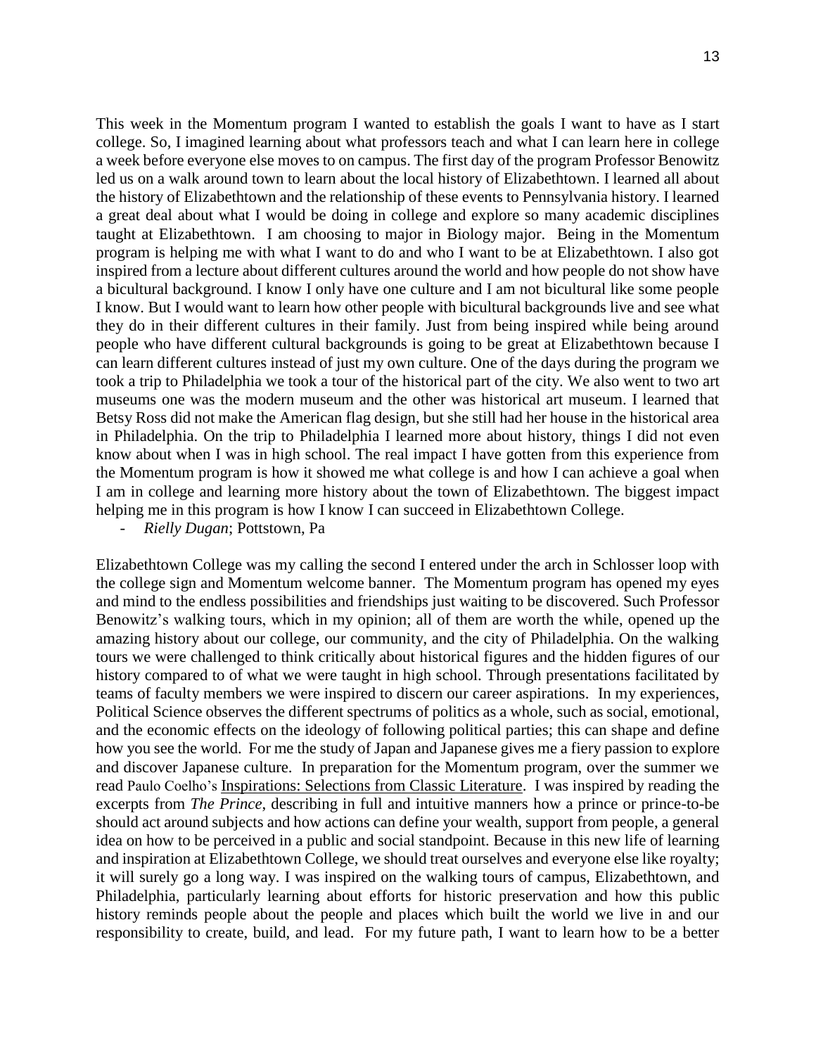This week in the Momentum program I wanted to establish the goals I want to have as I start college. So, I imagined learning about what professors teach and what I can learn here in college a week before everyone else moves to on campus. The first day of the program Professor Benowitz led us on a walk around town to learn about the local history of Elizabethtown. I learned all about the history of Elizabethtown and the relationship of these events to Pennsylvania history. I learned a great deal about what I would be doing in college and explore so many academic disciplines taught at Elizabethtown. I am choosing to major in Biology major. Being in the Momentum program is helping me with what I want to do and who I want to be at Elizabethtown. I also got inspired from a lecture about different cultures around the world and how people do not show have a bicultural background. I know I only have one culture and I am not bicultural like some people I know. But I would want to learn how other people with bicultural backgrounds live and see what they do in their different cultures in their family. Just from being inspired while being around people who have different cultural backgrounds is going to be great at Elizabethtown because I can learn different cultures instead of just my own culture. One of the days during the program we took a trip to Philadelphia we took a tour of the historical part of the city. We also went to two art museums one was the modern museum and the other was historical art museum. I learned that Betsy Ross did not make the American flag design, but she still had her house in the historical area in Philadelphia. On the trip to Philadelphia I learned more about history, things I did not even know about when I was in high school. The real impact I have gotten from this experience from the Momentum program is how it showed me what college is and how I can achieve a goal when I am in college and learning more history about the town of Elizabethtown. The biggest impact helping me in this program is how I know I can succeed in Elizabethtown College.

- *Rielly Dugan*; Pottstown, Pa

Elizabethtown College was my calling the second I entered under the arch in Schlosser loop with the college sign and Momentum welcome banner. The Momentum program has opened my eyes and mind to the endless possibilities and friendships just waiting to be discovered. Such Professor Benowitz's walking tours, which in my opinion; all of them are worth the while, opened up the amazing history about our college, our community, and the city of Philadelphia. On the walking tours we were challenged to think critically about historical figures and the hidden figures of our history compared to of what we were taught in high school. Through presentations facilitated by teams of faculty members we were inspired to discern our career aspirations. In my experiences, Political Science observes the different spectrums of politics as a whole, such as social, emotional, and the economic effects on the ideology of following political parties; this can shape and define how you see the world. For me the study of Japan and Japanese gives me a fiery passion to explore and discover Japanese culture. In preparation for the Momentum program, over the summer we read Paulo Coelho's <u>Inspirations: Selections from Classic Literature</u>. I was inspired by reading the excerpts from *The Prince*, describing in full and intuitive manners how a prince or prince-to-be should act around subjects and how actions can define your wealth, support from people, a general idea on how to be perceived in a public and social standpoint. Because in this new life of learning and inspiration at Elizabethtown College, we should treat ourselves and everyone else like royalty; it will surely go a long way. I was inspired on the walking tours of campus, Elizabethtown, and Philadelphia, particularly learning about efforts for historic preservation and how this public history reminds people about the people and places which built the world we live in and our responsibility to create, build, and lead. For my future path, I want to learn how to be a better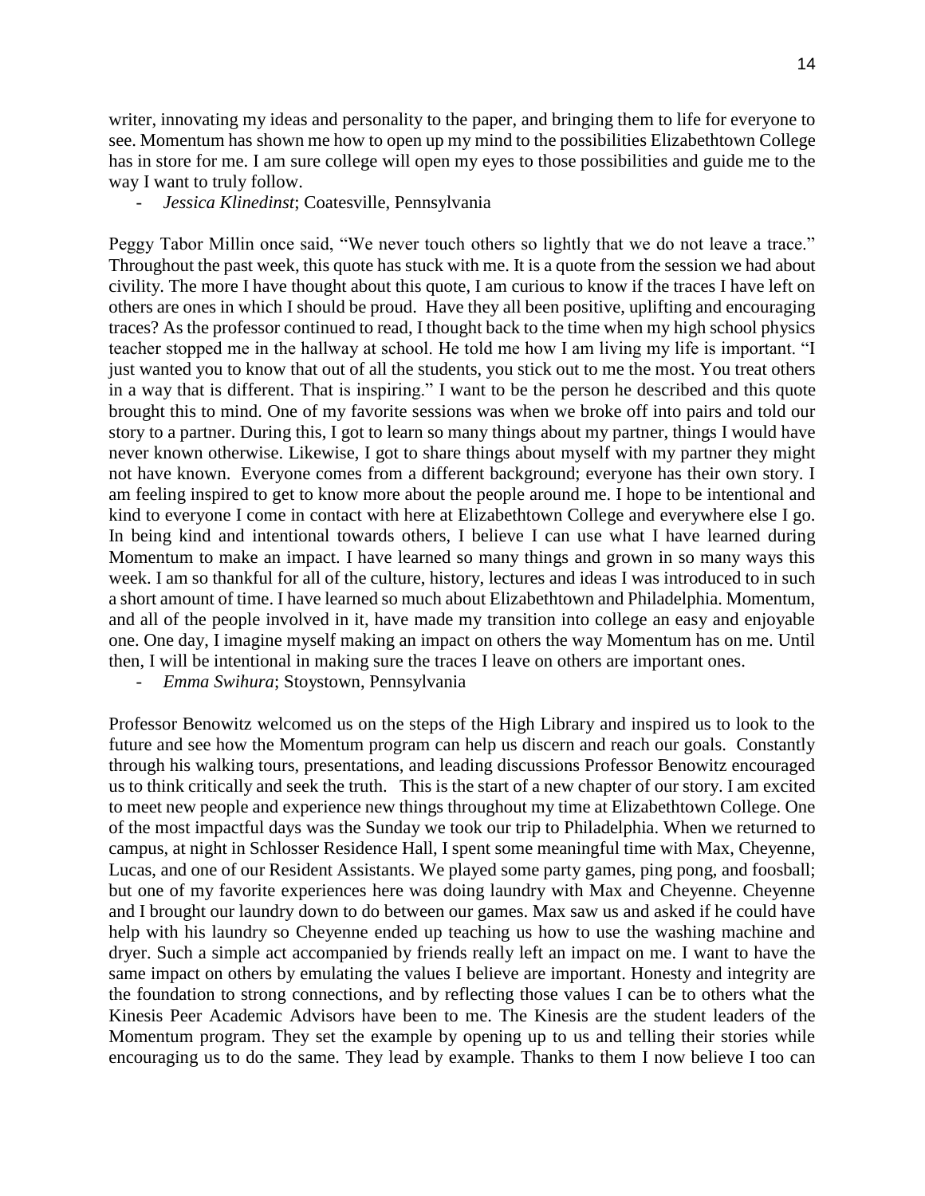writer, innovating my ideas and personality to the paper, and bringing them to life for everyone to see. Momentum has shown me how to open up my mind to the possibilities Elizabethtown College has in store for me. I am sure college will open my eyes to those possibilities and guide me to the way I want to truly follow.

- *Jessica Klinedinst*; Coatesville, Pennsylvania

Peggy Tabor Millin once said, "We never touch others so lightly that we do not leave a trace." Throughout the past week, this quote has stuck with me. It is a quote from the session we had about civility. The more I have thought about this quote, I am curious to know if the traces I have left on others are ones in which I should be proud. Have they all been positive, uplifting and encouraging traces? As the professor continued to read, I thought back to the time when my high school physics teacher stopped me in the hallway at school. He told me how I am living my life is important. "I just wanted you to know that out of all the students, you stick out to me the most. You treat others in a way that is different. That is inspiring." I want to be the person he described and this quote brought this to mind. One of my favorite sessions was when we broke off into pairs and told our story to a partner. During this, I got to learn so many things about my partner, things I would have never known otherwise. Likewise, I got to share things about myself with my partner they might not have known. Everyone comes from a different background; everyone has their own story. I am feeling inspired to get to know more about the people around me. I hope to be intentional and kind to everyone I come in contact with here at Elizabethtown College and everywhere else I go. In being kind and intentional towards others, I believe I can use what I have learned during Momentum to make an impact. I have learned so many things and grown in so many ways this week. I am so thankful for all of the culture, history, lectures and ideas I was introduced to in such a short amount of time. I have learned so much about Elizabethtown and Philadelphia. Momentum, and all of the people involved in it, have made my transition into college an easy and enjoyable one. One day, I imagine myself making an impact on others the way Momentum has on me. Until then, I will be intentional in making sure the traces I leave on others are important ones.

- *Emma Swihura*; Stoystown, Pennsylvania

Professor Benowitz welcomed us on the steps of the High Library and inspired us to look to the future and see how the Momentum program can help us discern and reach our goals. Constantly through his walking tours, presentations, and leading discussions Professor Benowitz encouraged us to think critically and seek the truth. This is the start of a new chapter of our story. I am excited to meet new people and experience new things throughout my time at Elizabethtown College. One of the most impactful days was the Sunday we took our trip to Philadelphia. When we returned to campus, at night in Schlosser Residence Hall, I spent some meaningful time with Max, Cheyenne, Lucas, and one of our Resident Assistants. We played some party games, ping pong, and foosball; but one of my favorite experiences here was doing laundry with Max and Cheyenne. Cheyenne and I brought our laundry down to do between our games. Max saw us and asked if he could have help with his laundry so Cheyenne ended up teaching us how to use the washing machine and dryer. Such a simple act accompanied by friends really left an impact on me. I want to have the same impact on others by emulating the values I believe are important. Honesty and integrity are the foundation to strong connections, and by reflecting those values I can be to others what the Kinesis Peer Academic Advisors have been to me. The Kinesis are the student leaders of the Momentum program. They set the example by opening up to us and telling their stories while encouraging us to do the same. They lead by example. Thanks to them I now believe I too can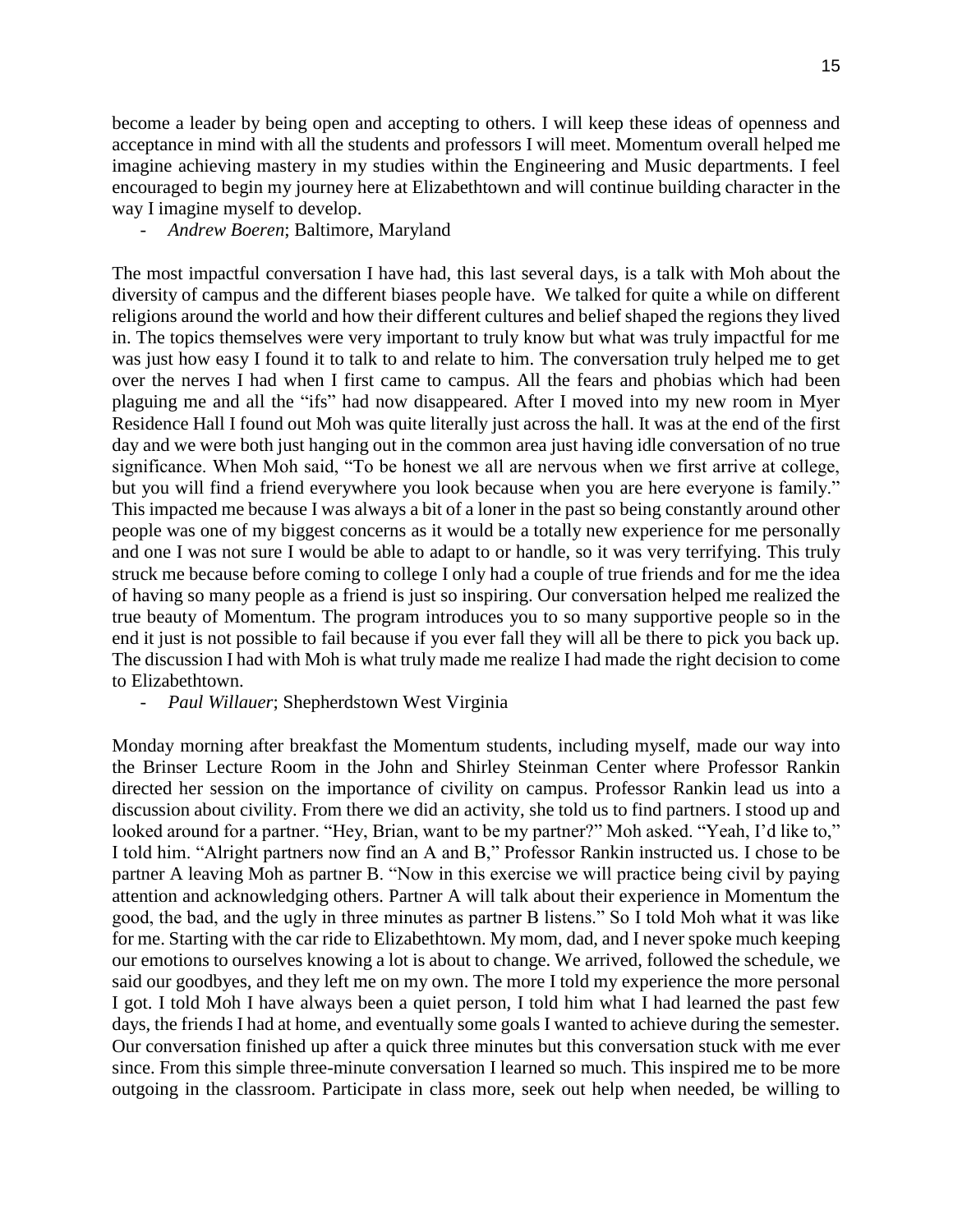become a leader by being open and accepting to others. I will keep these ideas of openness and acceptance in mind with all the students and professors I will meet. Momentum overall helped me imagine achieving mastery in my studies within the Engineering and Music departments. I feel encouraged to begin my journey here at Elizabethtown and will continue building character in the way I imagine myself to develop.

- *Andrew Boeren*; Baltimore, Maryland

The most impactful conversation I have had, this last several days, is a talk with Moh about the diversity of campus and the different biases people have. We talked for quite a while on different religions around the world and how their different cultures and belief shaped the regions they lived in. The topics themselves were very important to truly know but what was truly impactful for me was just how easy I found it to talk to and relate to him. The conversation truly helped me to get over the nerves I had when I first came to campus. All the fears and phobias which had been plaguing me and all the "ifs" had now disappeared. After I moved into my new room in Myer Residence Hall I found out Moh was quite literally just across the hall. It was at the end of the first day and we were both just hanging out in the common area just having idle conversation of no true significance. When Moh said, "To be honest we all are nervous when we first arrive at college, but you will find a friend everywhere you look because when you are here everyone is family." This impacted me because I was always a bit of a loner in the past so being constantly around other people was one of my biggest concerns as it would be a totally new experience for me personally and one I was not sure I would be able to adapt to or handle, so it was very terrifying. This truly struck me because before coming to college I only had a couple of true friends and for me the idea of having so many people as a friend is just so inspiring. Our conversation helped me realized the true beauty of Momentum. The program introduces you to so many supportive people so in the end it just is not possible to fail because if you ever fall they will all be there to pick you back up. The discussion I had with Moh is what truly made me realize I had made the right decision to come to Elizabethtown.

- *Paul Willauer*; Shepherdstown West Virginia

Monday morning after breakfast the Momentum students, including myself, made our way into the Brinser Lecture Room in the John and Shirley Steinman Center where Professor Rankin directed her session on the importance of civility on campus. Professor Rankin lead us into a discussion about civility. From there we did an activity, she told us to find partners. I stood up and looked around for a partner. "Hey, Brian, want to be my partner?" Moh asked. "Yeah, I'd like to," I told him. "Alright partners now find an A and B," Professor Rankin instructed us. I chose to be partner A leaving Moh as partner B. "Now in this exercise we will practice being civil by paying attention and acknowledging others. Partner A will talk about their experience in Momentum the good, the bad, and the ugly in three minutes as partner B listens." So I told Moh what it was like for me. Starting with the car ride to Elizabethtown. My mom, dad, and I never spoke much keeping our emotions to ourselves knowing a lot is about to change. We arrived, followed the schedule, we said our goodbyes, and they left me on my own. The more I told my experience the more personal I got. I told Moh I have always been a quiet person, I told him what I had learned the past few days, the friends I had at home, and eventually some goals I wanted to achieve during the semester. Our conversation finished up after a quick three minutes but this conversation stuck with me ever since. From this simple three-minute conversation I learned so much. This inspired me to be more outgoing in the classroom. Participate in class more, seek out help when needed, be willing to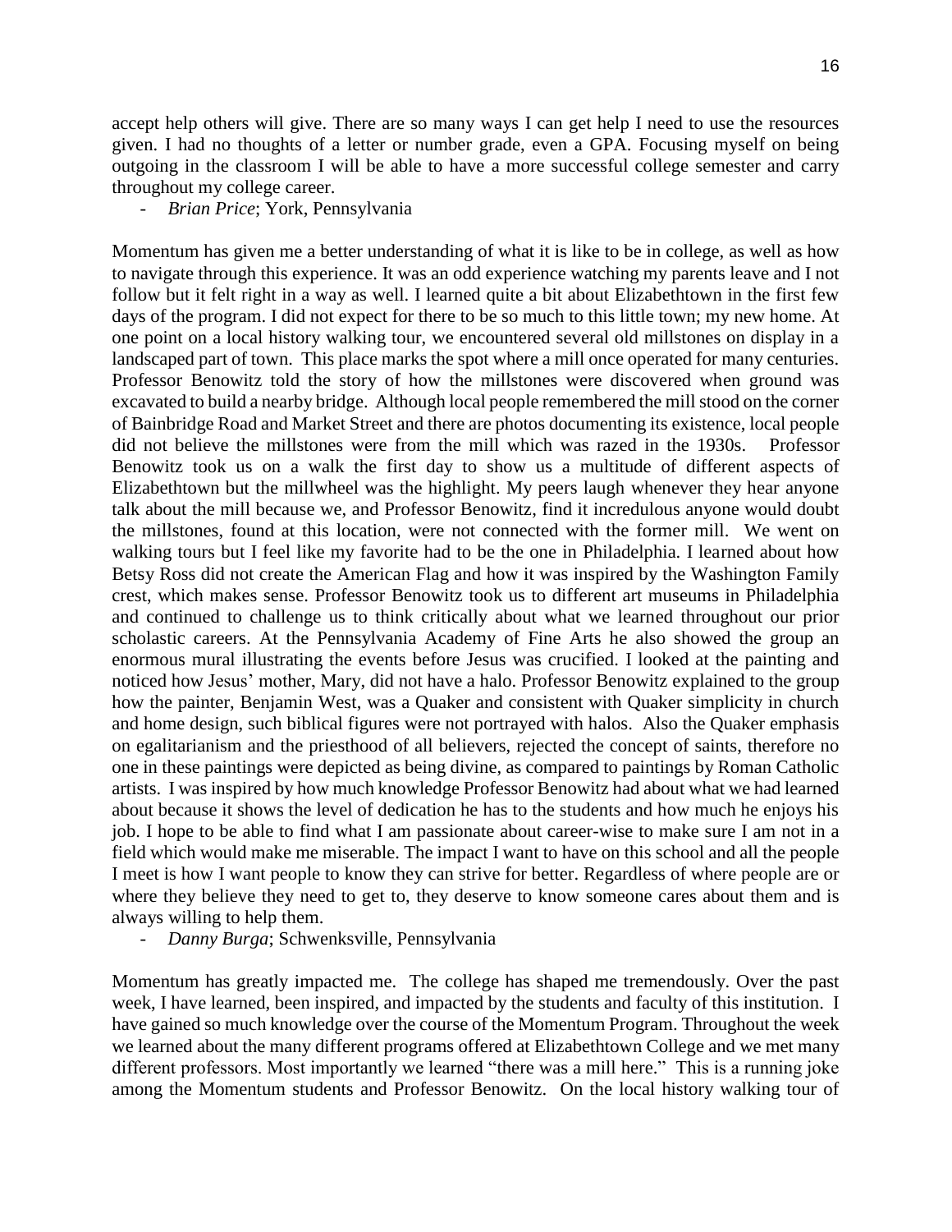accept help others will give. There are so many ways I can get help I need to use the resources given. I had no thoughts of a letter or number grade, even a GPA. Focusing myself on being outgoing in the classroom I will be able to have a more successful college semester and carry throughout my college career.

- *Brian Price*; York, Pennsylvania

Momentum has given me a better understanding of what it is like to be in college, as well as how to navigate through this experience. It was an odd experience watching my parents leave and I not follow but it felt right in a way as well. I learned quite a bit about Elizabethtown in the first few days of the program. I did not expect for there to be so much to this little town; my new home. At one point on a local history walking tour, we encountered several old millstones on display in a landscaped part of town. This place marks the spot where a mill once operated for many centuries. Professor Benowitz told the story of how the millstones were discovered when ground was excavated to build a nearby bridge. Although local people remembered the mill stood on the corner of Bainbridge Road and Market Street and there are photos documenting its existence, local people did not believe the millstones were from the mill which was razed in the 1930s. Professor Benowitz took us on a walk the first day to show us a multitude of different aspects of Elizabethtown but the millwheel was the highlight. My peers laugh whenever they hear anyone talk about the mill because we, and Professor Benowitz, find it incredulous anyone would doubt the millstones, found at this location, were not connected with the former mill. We went on walking tours but I feel like my favorite had to be the one in Philadelphia. I learned about how Betsy Ross did not create the American Flag and how it was inspired by the Washington Family crest, which makes sense. Professor Benowitz took us to different art museums in Philadelphia and continued to challenge us to think critically about what we learned throughout our prior scholastic careers. At the Pennsylvania Academy of Fine Arts he also showed the group an enormous mural illustrating the events before Jesus was crucified. I looked at the painting and noticed how Jesus' mother, Mary, did not have a halo. Professor Benowitz explained to the group how the painter, Benjamin West, was a Quaker and consistent with Quaker simplicity in church and home design, such biblical figures were not portrayed with halos. Also the Quaker emphasis on egalitarianism and the priesthood of all believers, rejected the concept of saints, therefore no one in these paintings were depicted as being divine, as compared to paintings by Roman Catholic artists. I was inspired by how much knowledge Professor Benowitz had about what we had learned about because it shows the level of dedication he has to the students and how much he enjoys his job. I hope to be able to find what I am passionate about career-wise to make sure I am not in a field which would make me miserable. The impact I want to have on this school and all the people I meet is how I want people to know they can strive for better. Regardless of where people are or where they believe they need to get to, they deserve to know someone cares about them and is always willing to help them.

- *Danny Burga*; Schwenksville, Pennsylvania

Momentum has greatly impacted me. The college has shaped me tremendously. Over the past week, I have learned, been inspired, and impacted by the students and faculty of this institution. I have gained so much knowledge over the course of the Momentum Program. Throughout the week we learned about the many different programs offered at Elizabethtown College and we met many different professors. Most importantly we learned "there was a mill here." This is a running joke among the Momentum students and Professor Benowitz. On the local history walking tour of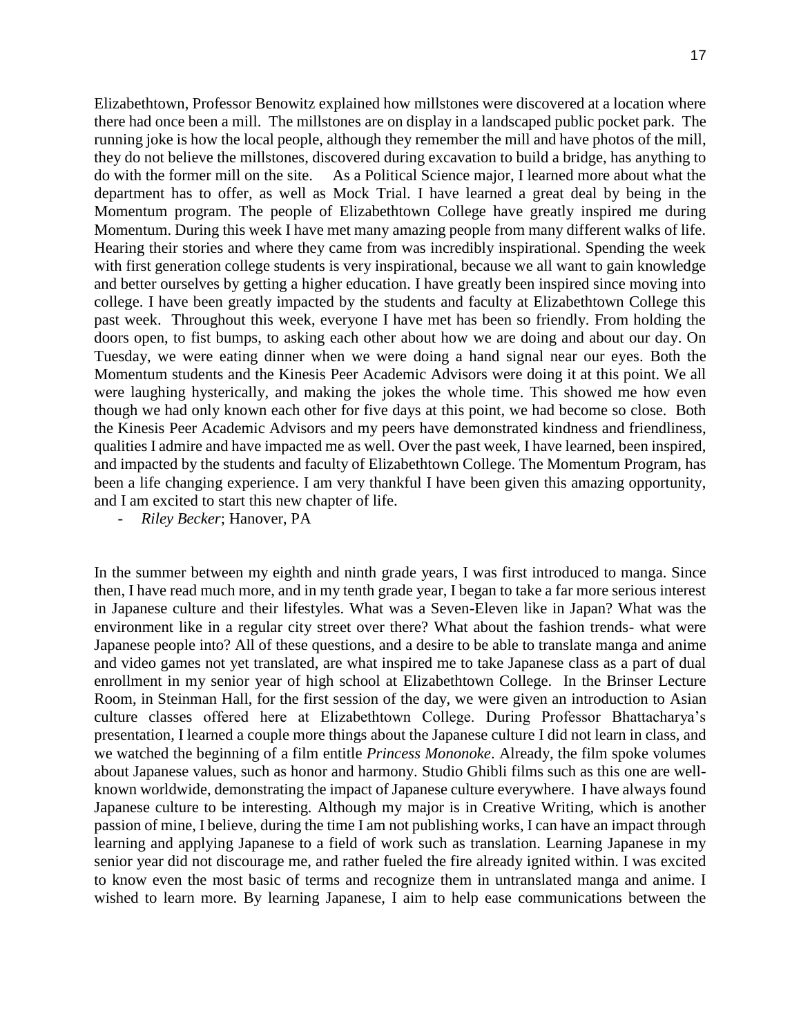Elizabethtown, Professor Benowitz explained how millstones were discovered at a location where there had once been a mill. The millstones are on display in a landscaped public pocket park. The running joke is how the local people, although they remember the mill and have photos of the mill, they do not believe the millstones, discovered during excavation to build a bridge, has anything to do with the former mill on the site. As a Political Science major, I learned more about what the department has to offer, as well as Mock Trial. I have learned a great deal by being in the Momentum program. The people of Elizabethtown College have greatly inspired me during Momentum. During this week I have met many amazing people from many different walks of life. Hearing their stories and where they came from was incredibly inspirational. Spending the week with first generation college students is very inspirational, because we all want to gain knowledge and better ourselves by getting a higher education. I have greatly been inspired since moving into college. I have been greatly impacted by the students and faculty at Elizabethtown College this past week. Throughout this week, everyone I have met has been so friendly. From holding the doors open, to fist bumps, to asking each other about how we are doing and about our day. On Tuesday, we were eating dinner when we were doing a hand signal near our eyes. Both the Momentum students and the Kinesis Peer Academic Advisors were doing it at this point. We all were laughing hysterically, and making the jokes the whole time. This showed me how even though we had only known each other for five days at this point, we had become so close. Both the Kinesis Peer Academic Advisors and my peers have demonstrated kindness and friendliness, qualities I admire and have impacted me as well. Over the past week, I have learned, been inspired, and impacted by the students and faculty of Elizabethtown College. The Momentum Program, has been a life changing experience. I am very thankful I have been given this amazing opportunity, and I am excited to start this new chapter of life.

- *Riley Becker*; Hanover, PA

In the summer between my eighth and ninth grade years, I was first introduced to manga. Since then, I have read much more, and in my tenth grade year, I began to take a far more serious interest in Japanese culture and their lifestyles. What was a Seven-Eleven like in Japan? What was the environment like in a regular city street over there? What about the fashion trends- what were Japanese people into? All of these questions, and a desire to be able to translate manga and anime and video games not yet translated, are what inspired me to take Japanese class as a part of dual enrollment in my senior year of high school at Elizabethtown College. In the Brinser Lecture Room, in Steinman Hall, for the first session of the day, we were given an introduction to Asian culture classes offered here at Elizabethtown College. During Professor Bhattacharya's presentation, I learned a couple more things about the Japanese culture I did not learn in class, and we watched the beginning of a film entitle *Princess Mononoke*. Already, the film spoke volumes about Japanese values, such as honor and harmony. Studio Ghibli films such as this one are well-known worldwide, demonstrating the impact of Japanese culture everywhere. I have always found Japanese culture to be interesting. Although my major is in Creative Writing, which is another passion of mine, I believe, during the time I am not publishing works, I can have an impact through learning and applying Japanese to a field of work such as translation. Learning Japanese in my senior year did not discourage me, and rather fueled the fire already ignited within. I was excited to know even the most basic of terms and recognize them in untranslated manga and anime. I wished to learn more. By learning Japanese, I aim to help ease communications between the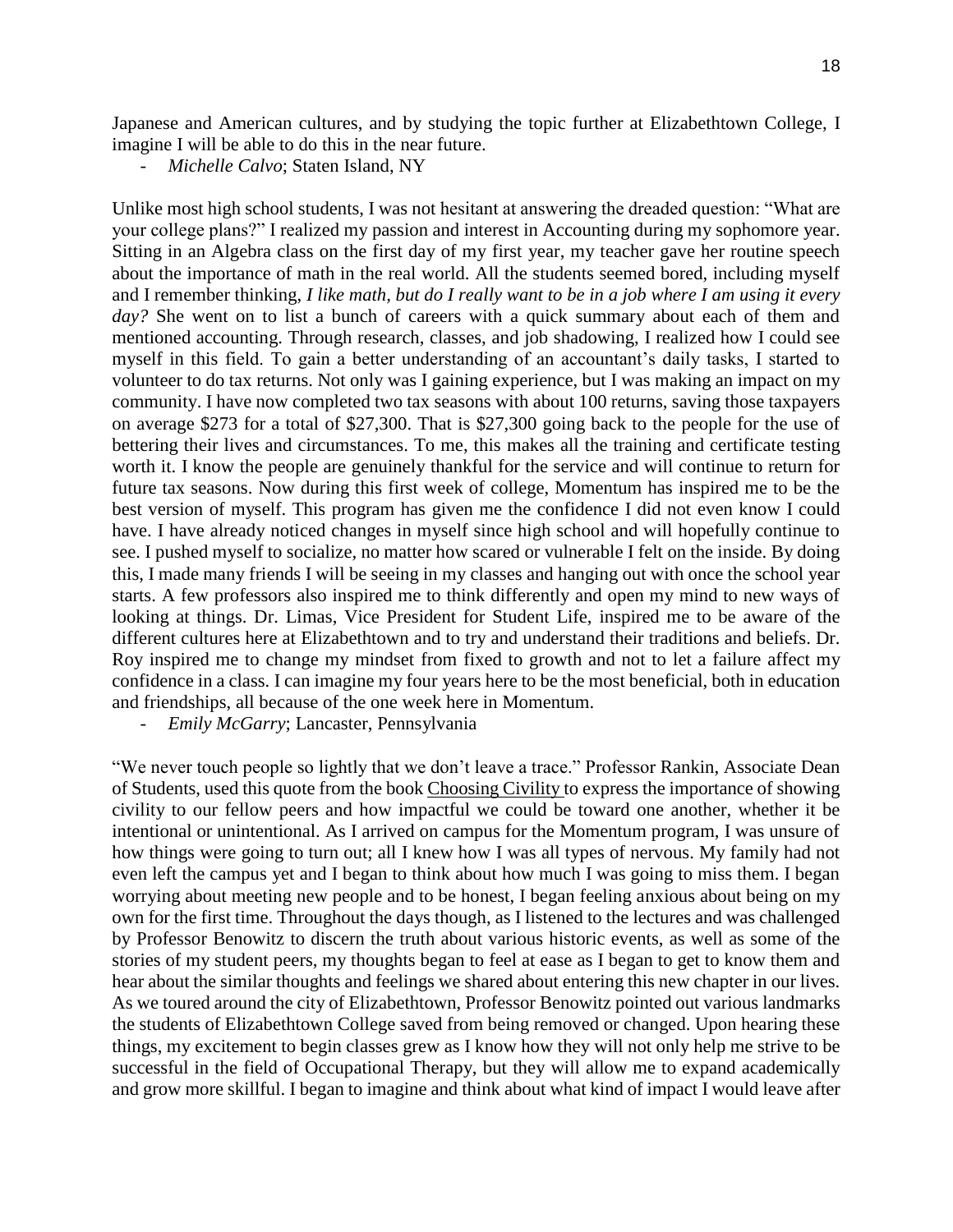Japanese and American cultures, and by studying the topic further at Elizabethtown College, I imagine I will be able to do this in the near future.

- *Michelle Calvo*; Staten Island, NY

Unlike most high school students, I was not hesitant at answering the dreaded question: "What are your college plans?" I realized my passion and interest in Accounting during my sophomore year. Sitting in an Algebra class on the first day of my first year, my teacher gave her routine speech about the importance of math in the real world. All the students seemed bored, including myself and I remember thinking, *I like math, but do I really want to be in a job where I am using it every day?* She went on to list a bunch of careers with a quick summary about each of them and mentioned accounting. Through research, classes, and job shadowing, I realized how I could see myself in this field. To gain a better understanding of an accountant's daily tasks, I started to volunteer to do tax returns. Not only was I gaining experience, but I was making an impact on my community. I have now completed two tax seasons with about 100 returns, saving those taxpayers on average $273 for a total of $27,300. That is $27,300 going back to the people for the use of bettering their lives and circumstances. To me, this makes all the training and certificate testing worth it. I know the people are genuinely thankful for the service and will continue to return for future tax seasons. Now during this first week of college, Momentum has inspired me to be the best version of myself. This program has given me the confidence I did not even know I could have. I have already noticed changes in myself since high school and will hopefully continue to see. I pushed myself to socialize, no matter how scared or vulnerable I felt on the inside. By doing this, I made many friends I will be seeing in my classes and hanging out with once the school year starts. A few professors also inspired me to think differently and open my mind to new ways of looking at things. Dr. Limas, Vice President for Student Life, inspired me to be aware of the different cultures here at Elizabethtown and to try and understand their traditions and beliefs. Dr. Roy inspired me to change my mindset from fixed to growth and not to let a failure affect my confidence in a class. I can imagine my four years here to be the most beneficial, both in education and friendships, all because of the one week here in Momentum.

- *Emily McGarry*; Lancaster, Pennsylvania

"We never touch people so lightly that we don't leave a trace." Professor Rankin, Associate Dean of Students, used this quote from the book Choosing Civility to express the importance of showing civility to our fellow peers and how impactful we could be toward one another, whether it be intentional or unintentional. As I arrived on campus for the Momentum program, I was unsure of how things were going to turn out; all I knew how I was all types of nervous. My family had not even left the campus yet and I began to think about how much I was going to miss them. I began worrying about meeting new people and to be honest, I began feeling anxious about being on my own for the first time. Throughout the days though, as I listened to the lectures and was challenged by Professor Benowitz to discern the truth about various historic events, as well as some of the stories of my student peers, my thoughts began to feel at ease as I began to get to know them and hear about the similar thoughts and feelings we shared about entering this new chapter in our lives. As we toured around the city of Elizabethtown, Professor Benowitz pointed out various landmarks the students of Elizabethtown College saved from being removed or changed. Upon hearing these things, my excitement to begin classes grew as I know how they will not only help me strive to be successful in the field of Occupational Therapy, but they will allow me to expand academically and grow more skillful. I began to imagine and think about what kind of impact I would leave after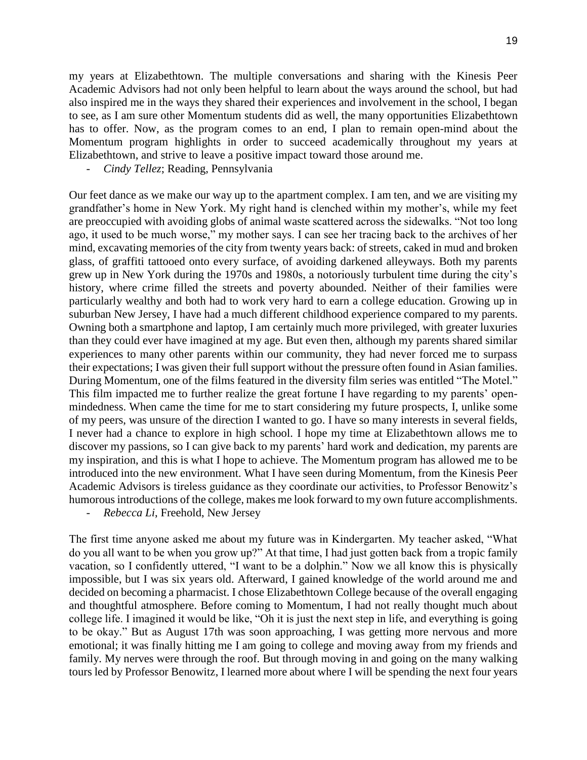my years at Elizabethtown. The multiple conversations and sharing with the Kinesis Peer Academic Advisors had not only been helpful to learn about the ways around the school, but had also inspired me in the ways they shared their experiences and involvement in the school, I began to see, as I am sure other Momentum students did as well, the many opportunities Elizabethtown has to offer. Now, as the program comes to an end, I plan to remain open-mind about the Momentum program highlights in order to succeed academically throughout my years at Elizabethtown, and strive to leave a positive impact toward those around me.

- *Cindy Tellez*; Reading, Pennsylvania

Our feet dance as we make our way up to the apartment complex. I am ten, and we are visiting my grandfather's home in New York. My right hand is clenched within my mother's, while my feet are preoccupied with avoiding globs of animal waste scattered across the sidewalks. "Not too long ago, it used to be much worse," my mother says. I can see her tracing back to the archives of her mind, excavating memories of the city from twenty years back: of streets, caked in mud and broken glass, of graffiti tattooed onto every surface, of avoiding darkened alleyways. Both my parents grew up in New York during the 1970s and 1980s, a notoriously turbulent time during the city's history, where crime filled the streets and poverty abounded. Neither of their families were particularly wealthy and both had to work very hard to earn a college education. Growing up in suburban New Jersey, I have had a much different childhood experience compared to my parents. Owning both a smartphone and laptop, I am certainly much more privileged, with greater luxuries than they could ever have imagined at my age. But even then, although my parents shared similar experiences to many other parents within our community, they had never forced me to surpass their expectations; I was given their full support without the pressure often found in Asian families. During Momentum, one of the films featured in the diversity film series was entitled "The Motel." This film impacted me to further realize the great fortune I have regarding to my parents' open-mindedness. When came the time for me to start considering my future prospects, I, unlike some of my peers, was unsure of the direction I wanted to go. I have so many interests in several fields, I never had a chance to explore in high school. I hope my time at Elizabethtown allows me to discover my passions, so I can give back to my parents' hard work and dedication, my parents are my inspiration, and this is what I hope to achieve. The Momentum program has allowed me to be introduced into the new environment. What I have seen during Momentum, from the Kinesis Peer Academic Advisors is tireless guidance as they coordinate our activities, to Professor Benowitz's humorous introductions of the college, makes me look forward to my own future accomplishments.

- *Rebecca Li*, Freehold, New Jersey

The first time anyone asked me about my future was in Kindergarten. My teacher asked, "What do you all want to be when you grow up?" At that time, I had just gotten back from a tropic family vacation, so I confidently uttered, "I want to be a dolphin." Now we all know this is physically impossible, but I was six years old. Afterward, I gained knowledge of the world around me and decided on becoming a pharmacist. I chose Elizabethtown College because of the overall engaging and thoughtful atmosphere. Before coming to Momentum, I had not really thought much about college life. I imagined it would be like, "Oh it is just the next step in life, and everything is going to be okay." But as August 17th was soon approaching, I was getting more nervous and more emotional; it was finally hitting me I am going to college and moving away from my friends and family. My nerves were through the roof. But through moving in and going on the many walking tours led by Professor Benowitz, I learned more about where I will be spending the next four years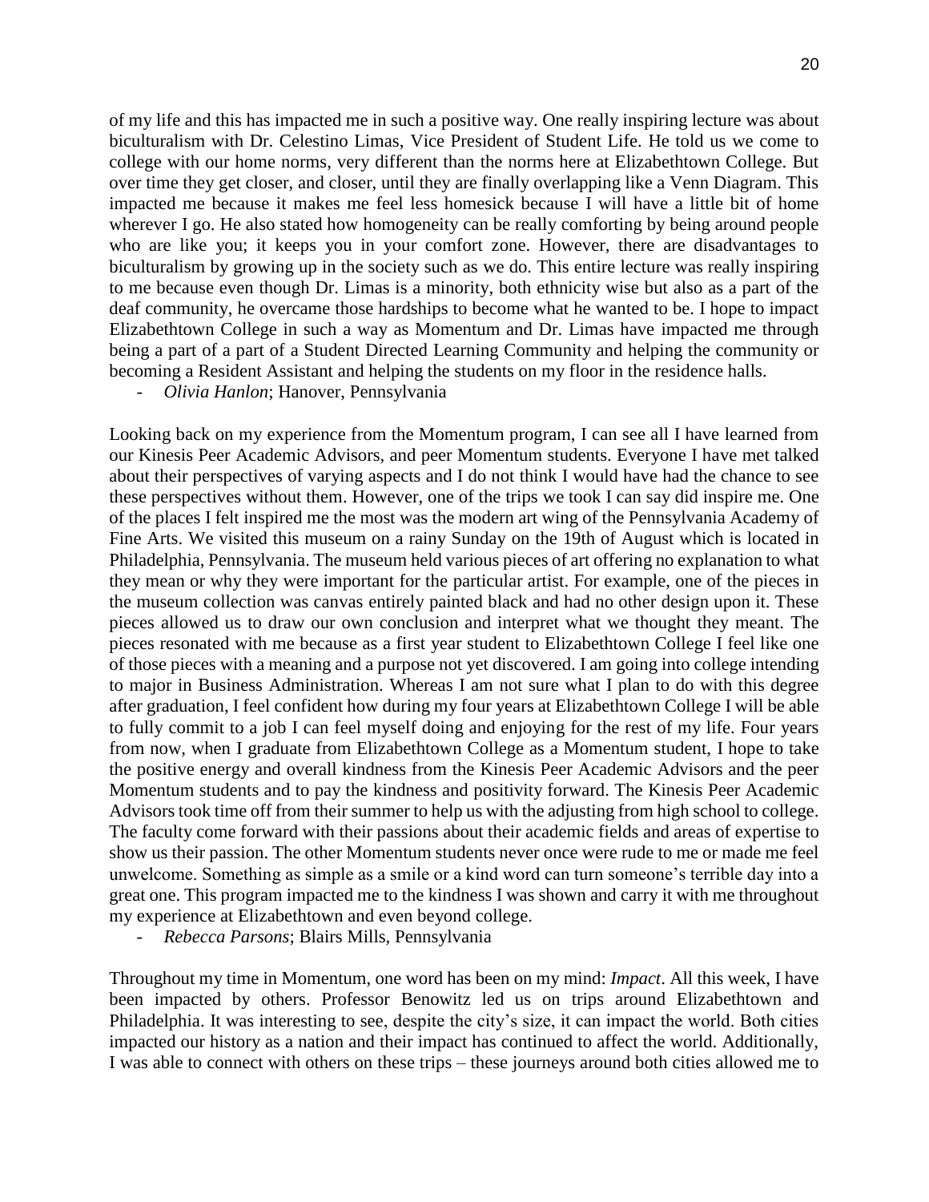of my life and this has impacted me in such a positive way. One really inspiring lecture was about biculturalism with Dr. Celestino Limas, Vice President of Student Life. He told us we come to college with our home norms, very different than the norms here at Elizabethtown College. But over time they get closer, and closer, until they are finally overlapping like a Venn Diagram. This impacted me because it makes me feel less homesick because I will have a little bit of home wherever I go. He also stated how homogeneity can be really comforting by being around people who are like you; it keeps you in your comfort zone. However, there are disadvantages to biculturalism by growing up in the society such as we do. This entire lecture was really inspiring to me because even though Dr. Limas is a minority, both ethnicity wise but also as a part of the deaf community, he overcame those hardships to become what he wanted to be. I hope to impact Elizabethtown College in such a way as Momentum and Dr. Limas have impacted me through being a part of a part of a Student Directed Learning Community and helping the community or becoming a Resident Assistant and helping the students on my floor in the residence halls.

- *Olivia Hanlon*; Hanover, Pennsylvania

Looking back on my experience from the Momentum program, I can see all I have learned from our Kinesis Peer Academic Advisors, and peer Momentum students. Everyone I have met talked about their perspectives of varying aspects and I do not think I would have had the chance to see these perspectives without them. However, one of the trips we took I can say did inspire me. One of the places I felt inspired me the most was the modern art wing of the Pennsylvania Academy of Fine Arts. We visited this museum on a rainy Sunday on the 19th of August which is located in Philadelphia, Pennsylvania. The museum held various pieces of art offering no explanation to what they mean or why they were important for the particular artist. For example, one of the pieces in the museum collection was canvas entirely painted black and had no other design upon it. These pieces allowed us to draw our own conclusion and interpret what we thought they meant. The pieces resonated with me because as a first year student to Elizabethtown College I feel like one of those pieces with a meaning and a purpose not yet discovered. I am going into college intending to major in Business Administration. Whereas I am not sure what I plan to do with this degree after graduation, I feel confident how during my four years at Elizabethtown College I will be able to fully commit to a job I can feel myself doing and enjoying for the rest of my life. Four years from now, when I graduate from Elizabethtown College as a Momentum student, I hope to take the positive energy and overall kindness from the Kinesis Peer Academic Advisors and the peer Momentum students and to pay the kindness and positivity forward. The Kinesis Peer Academic Advisors took time off from their summer to help us with the adjusting from high school to college. The faculty come forward with their passions about their academic fields and areas of expertise to show us their passion. The other Momentum students never once were rude to me or made me feel unwelcome. Something as simple as a smile or a kind word can turn someone's terrible day into a great one. This program impacted me to the kindness I was shown and carry it with me throughout my experience at Elizabethtown and even beyond college.

- *Rebecca Parsons*; Blairs Mills, Pennsylvania

Throughout my time in Momentum, one word has been on my mind: *Impact*. All this week, I have been impacted by others. Professor Benowitz led us on trips around Elizabethtown and Philadelphia. It was interesting to see, despite the city's size, it can impact the world. Both cities impacted our history as a nation and their impact has continued to affect the world. Additionally, I was able to connect with others on these trips – these journeys around both cities allowed me to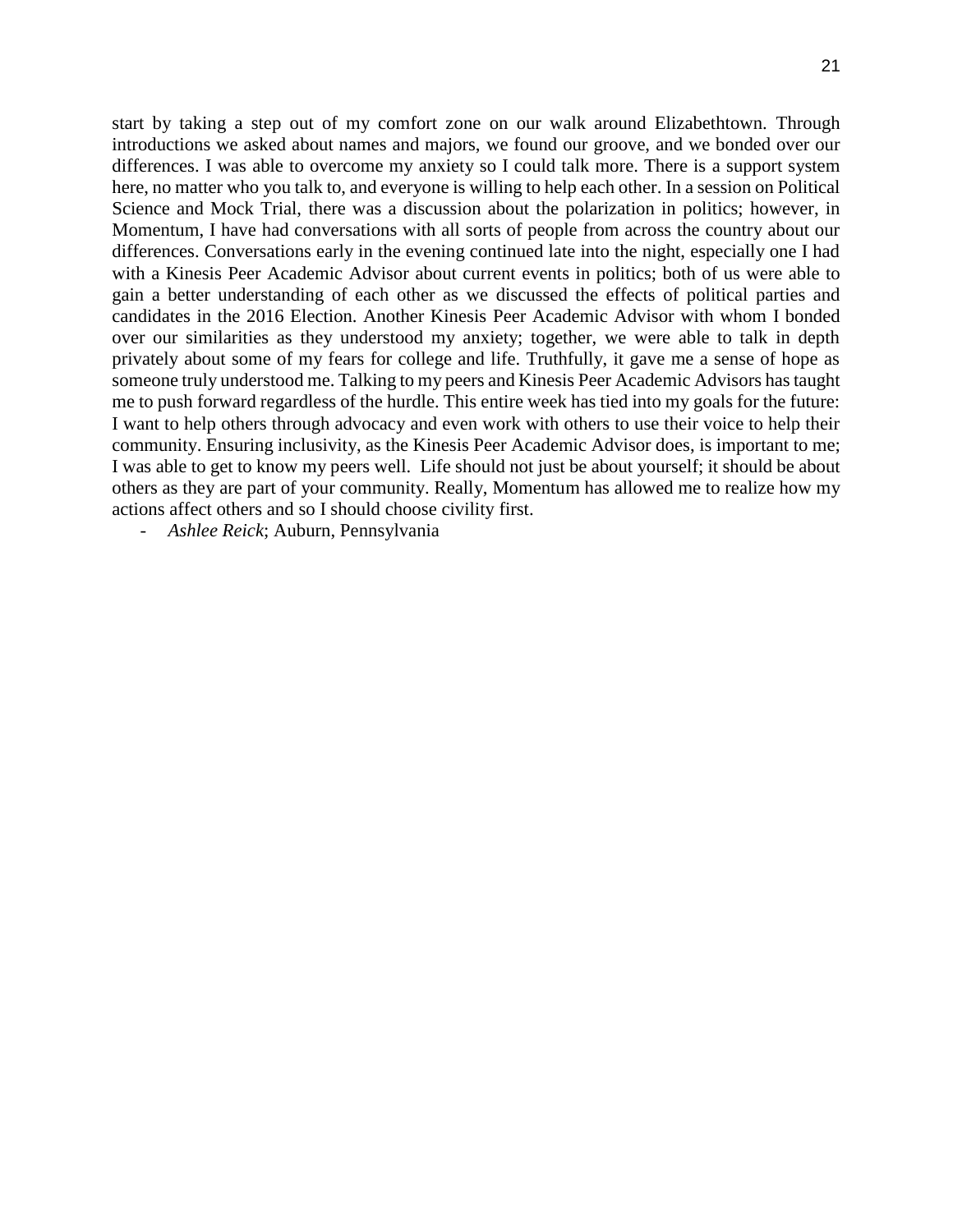start by taking a step out of my comfort zone on our walk around Elizabethtown. Through introductions we asked about names and majors, we found our groove, and we bonded over our differences. I was able to overcome my anxiety so I could talk more. There is a support system here, no matter who you talk to, and everyone is willing to help each other. In a session on Political Science and Mock Trial, there was a discussion about the polarization in politics; however, in Momentum, I have had conversations with all sorts of people from across the country about our differences. Conversations early in the evening continued late into the night, especially one I had with a Kinesis Peer Academic Advisor about current events in politics; both of us were able to gain a better understanding of each other as we discussed the effects of political parties and candidates in the 2016 Election. Another Kinesis Peer Academic Advisor with whom I bonded over our similarities as they understood my anxiety; together, we were able to talk in depth privately about some of my fears for college and life. Truthfully, it gave me a sense of hope as someone truly understood me. Talking to my peers and Kinesis Peer Academic Advisors has taught me to push forward regardless of the hurdle. This entire week has tied into my goals for the future: I want to help others through advocacy and even work with others to use their voice to help their community. Ensuring inclusivity, as the Kinesis Peer Academic Advisor does, is important to me; I was able to get to know my peers well. Life should not just be about yourself; it should be about others as they are part of your community. Really, Momentum has allowed me to realize how my actions affect others and so I should choose civility first.

- *Ashlee Reick*; Auburn, Pennsylvania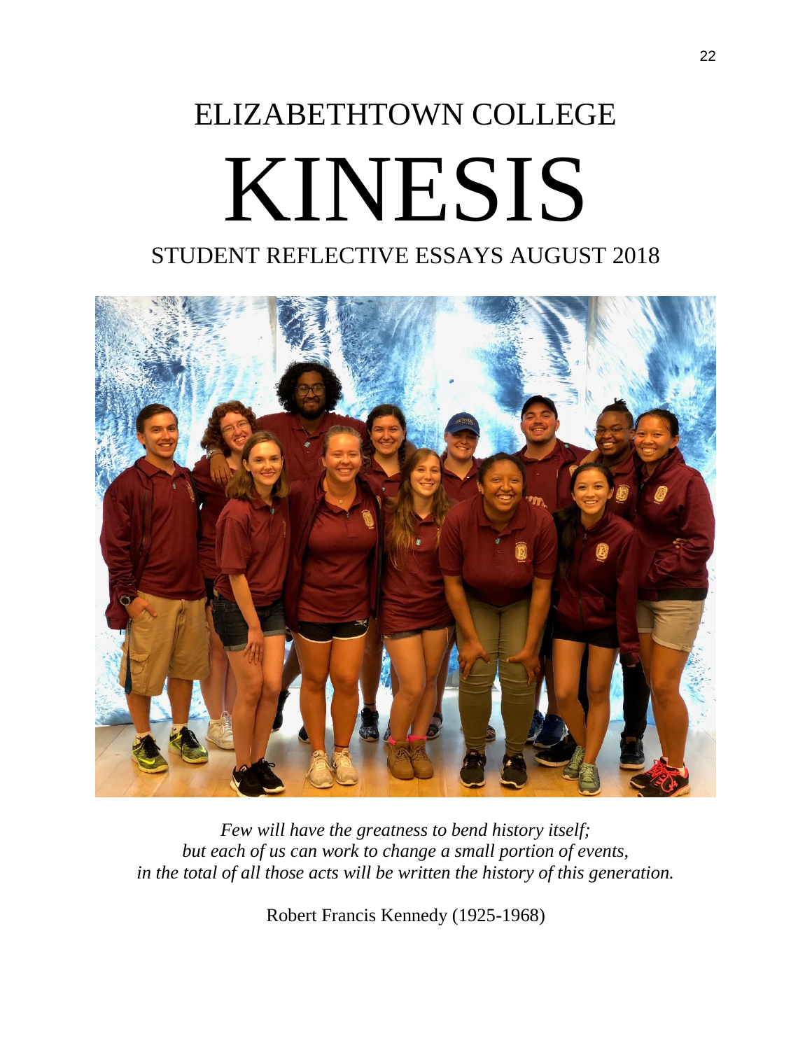# ELIZABETHTOWN COLLEGE

# KINESIS

## STUDENT REFLECTIVE ESSAYS AUGUST 2018

*Few will have the greatness to bend history itself;*
*but each of us can work to change a small portion of events,*
*in the total of all those acts will be written the history of this generation.*

Robert Francis Kennedy (1925-1968)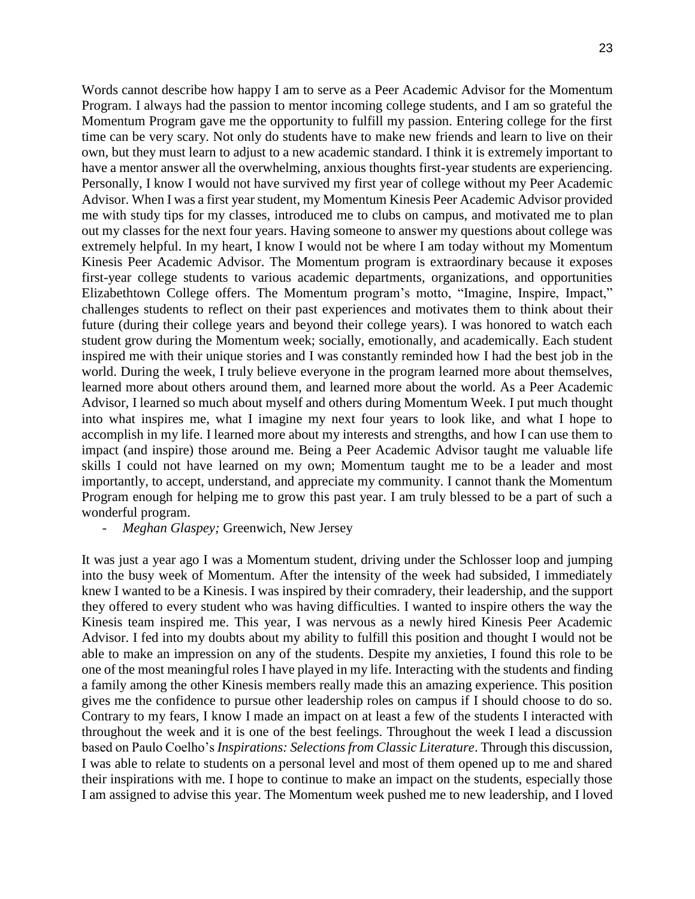Words cannot describe how happy I am to serve as a Peer Academic Advisor for the Momentum Program. I always had the passion to mentor incoming college students, and I am so grateful the Momentum Program gave me the opportunity to fulfill my passion. Entering college for the first time can be very scary. Not only do students have to make new friends and learn to live on their own, but they must learn to adjust to a new academic standard. I think it is extremely important to have a mentor answer all the overwhelming, anxious thoughts first-year students are experiencing. Personally, I know I would not have survived my first year of college without my Peer Academic Advisor. When I was a first year student, my Momentum Kinesis Peer Academic Advisor provided me with study tips for my classes, introduced me to clubs on campus, and motivated me to plan out my classes for the next four years. Having someone to answer my questions about college was extremely helpful. In my heart, I know I would not be where I am today without my Momentum Kinesis Peer Academic Advisor. The Momentum program is extraordinary because it exposes first-year college students to various academic departments, organizations, and opportunities Elizabethtown College offers. The Momentum program's motto, "Imagine, Inspire, Impact," challenges students to reflect on their past experiences and motivates them to think about their future (during their college years and beyond their college years). I was honored to watch each student grow during the Momentum week; socially, emotionally, and academically. Each student inspired me with their unique stories and I was constantly reminded how I had the best job in the world. During the week, I truly believe everyone in the program learned more about themselves, learned more about others around them, and learned more about the world. As a Peer Academic Advisor, I learned so much about myself and others during Momentum Week. I put much thought into what inspires me, what I imagine my next four years to look like, and what I hope to accomplish in my life. I learned more about my interests and strengths, and how I can use them to impact (and inspire) those around me. Being a Peer Academic Advisor taught me valuable life skills I could not have learned on my own; Momentum taught me to be a leader and most importantly, to accept, understand, and appreciate my community. I cannot thank the Momentum Program enough for helping me to grow this past year. I am truly blessed to be a part of such a wonderful program.

- *Meghan Glaspey;* Greenwich, New Jersey

It was just a year ago I was a Momentum student, driving under the Schlosser loop and jumping into the busy week of Momentum. After the intensity of the week had subsided, I immediately knew I wanted to be a Kinesis. I was inspired by their comradery, their leadership, and the support they offered to every student who was having difficulties. I wanted to inspire others the way the Kinesis team inspired me. This year, I was nervous as a newly hired Kinesis Peer Academic Advisor. I fed into my doubts about my ability to fulfill this position and thought I would not be able to make an impression on any of the students. Despite my anxieties, I found this role to be one of the most meaningful roles I have played in my life. Interacting with the students and finding a family among the other Kinesis members really made this an amazing experience. This position gives me the confidence to pursue other leadership roles on campus if I should choose to do so. Contrary to my fears, I know I made an impact on at least a few of the students I interacted with throughout the week and it is one of the best feelings. Throughout the week I lead a discussion based on Paulo Coelho's *Inspirations: Selections from Classic Literature*. Through this discussion, I was able to relate to students on a personal level and most of them opened up to me and shared their inspirations with me. I hope to continue to make an impact on the students, especially those I am assigned to advise this year. The Momentum week pushed me to new leadership, and I loved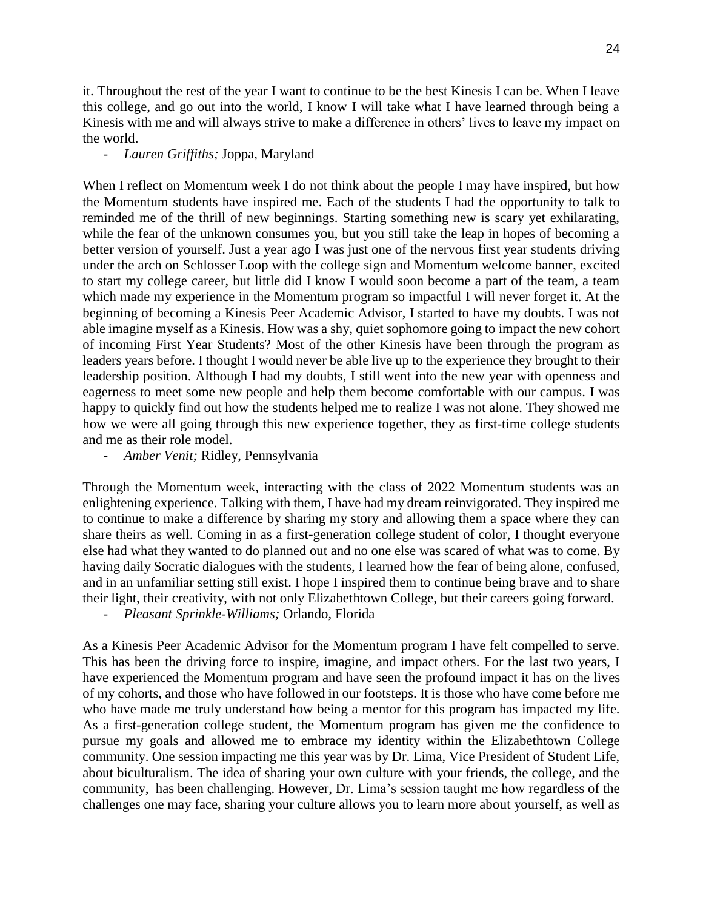it. Throughout the rest of the year I want to continue to be the best Kinesis I can be. When I leave this college, and go out into the world, I know I will take what I have learned through being a Kinesis with me and will always strive to make a difference in others' lives to leave my impact on the world.

- *Lauren Griffiths;* Joppa, Maryland

When I reflect on Momentum week I do not think about the people I may have inspired, but how the Momentum students have inspired me. Each of the students I had the opportunity to talk to reminded me of the thrill of new beginnings. Starting something new is scary yet exhilarating, while the fear of the unknown consumes you, but you still take the leap in hopes of becoming a better version of yourself. Just a year ago I was just one of the nervous first year students driving under the arch on Schlosser Loop with the college sign and Momentum welcome banner, excited to start my college career, but little did I know I would soon become a part of the team, a team which made my experience in the Momentum program so impactful I will never forget it. At the beginning of becoming a Kinesis Peer Academic Advisor, I started to have my doubts. I was not able imagine myself as a Kinesis. How was a shy, quiet sophomore going to impact the new cohort of incoming First Year Students? Most of the other Kinesis have been through the program as leaders years before. I thought I would never be able live up to the experience they brought to their leadership position. Although I had my doubts, I still went into the new year with openness and eagerness to meet some new people and help them become comfortable with our campus. I was happy to quickly find out how the students helped me to realize I was not alone. They showed me how we were all going through this new experience together, they as first-time college students and me as their role model.

- *Amber Venit;* Ridley, Pennsylvania

Through the Momentum week, interacting with the class of 2022 Momentum students was an enlightening experience. Talking with them, I have had my dream reinvigorated. They inspired me to continue to make a difference by sharing my story and allowing them a space where they can share theirs as well. Coming in as a first-generation college student of color, I thought everyone else had what they wanted to do planned out and no one else was scared of what was to come. By having daily Socratic dialogues with the students, I learned how the fear of being alone, confused, and in an unfamiliar setting still exist. I hope I inspired them to continue being brave and to share their light, their creativity, with not only Elizabethtown College, but their careers going forward.

- *Pleasant Sprinkle-Williams;* Orlando, Florida

As a Kinesis Peer Academic Advisor for the Momentum program I have felt compelled to serve. This has been the driving force to inspire, imagine, and impact others. For the last two years, I have experienced the Momentum program and have seen the profound impact it has on the lives of my cohorts, and those who have followed in our footsteps. It is those who have come before me who have made me truly understand how being a mentor for this program has impacted my life. As a first-generation college student, the Momentum program has given me the confidence to pursue my goals and allowed me to embrace my identity within the Elizabethtown College community. One session impacting me this year was by Dr. Lima, Vice President of Student Life, about biculturalism. The idea of sharing your own culture with your friends, the college, and the community, has been challenging. However, Dr. Lima's session taught me how regardless of the challenges one may face, sharing your culture allows you to learn more about yourself, as well as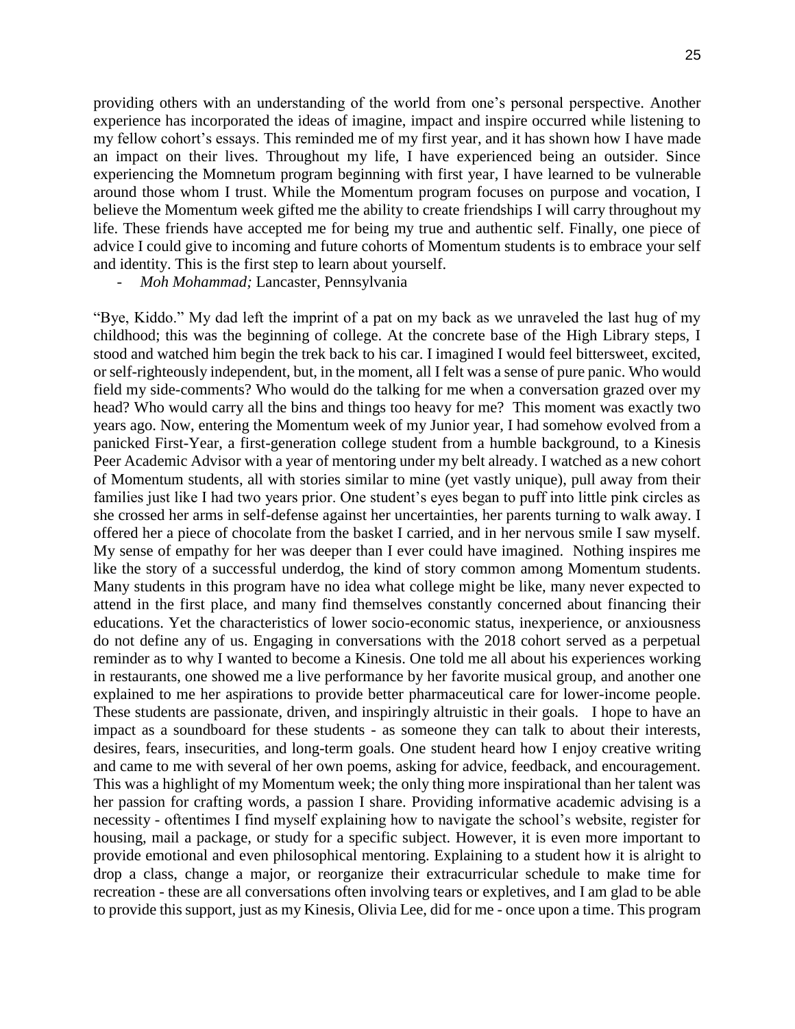providing others with an understanding of the world from one's personal perspective. Another experience has incorporated the ideas of imagine, impact and inspire occurred while listening to my fellow cohort's essays. This reminded me of my first year, and it has shown how I have made an impact on their lives. Throughout my life, I have experienced being an outsider. Since experiencing the Momnetum program beginning with first year, I have learned to be vulnerable around those whom I trust. While the Momentum program focuses on purpose and vocation, I believe the Momentum week gifted me the ability to create friendships I will carry throughout my life. These friends have accepted me for being my true and authentic self. Finally, one piece of advice I could give to incoming and future cohorts of Momentum students is to embrace your self and identity. This is the first step to learn about yourself.

- *Moh Mohammad;* Lancaster, Pennsylvania

"Bye, Kiddo." My dad left the imprint of a pat on my back as we unraveled the last hug of my childhood; this was the beginning of college. At the concrete base of the High Library steps, I stood and watched him begin the trek back to his car. I imagined I would feel bittersweet, excited, or self-righteously independent, but, in the moment, all I felt was a sense of pure panic. Who would field my side-comments? Who would do the talking for me when a conversation grazed over my head? Who would carry all the bins and things too heavy for me? This moment was exactly two years ago. Now, entering the Momentum week of my Junior year, I had somehow evolved from a panicked First-Year, a first-generation college student from a humble background, to a Kinesis Peer Academic Advisor with a year of mentoring under my belt already. I watched as a new cohort of Momentum students, all with stories similar to mine (yet vastly unique), pull away from their families just like I had two years prior. One student's eyes began to puff into little pink circles as she crossed her arms in self-defense against her uncertainties, her parents turning to walk away. I offered her a piece of chocolate from the basket I carried, and in her nervous smile I saw myself. My sense of empathy for her was deeper than I ever could have imagined. Nothing inspires me like the story of a successful underdog, the kind of story common among Momentum students. Many students in this program have no idea what college might be like, many never expected to attend in the first place, and many find themselves constantly concerned about financing their educations. Yet the characteristics of lower socio-economic status, inexperience, or anxiousness do not define any of us. Engaging in conversations with the 2018 cohort served as a perpetual reminder as to why I wanted to become a Kinesis. One told me all about his experiences working in restaurants, one showed me a live performance by her favorite musical group, and another one explained to me her aspirations to provide better pharmaceutical care for lower-income people. These students are passionate, driven, and inspiringly altruistic in their goals. I hope to have an impact as a soundboard for these students - as someone they can talk to about their interests, desires, fears, insecurities, and long-term goals. One student heard how I enjoy creative writing and came to me with several of her own poems, asking for advice, feedback, and encouragement. This was a highlight of my Momentum week; the only thing more inspirational than her talent was her passion for crafting words, a passion I share. Providing informative academic advising is a necessity - oftentimes I find myself explaining how to navigate the school's website, register for housing, mail a package, or study for a specific subject. However, it is even more important to provide emotional and even philosophical mentoring. Explaining to a student how it is alright to drop a class, change a major, or reorganize their extracurricular schedule to make time for recreation - these are all conversations often involving tears or expletives, and I am glad to be able to provide this support, just as my Kinesis, Olivia Lee, did for me - once upon a time. This program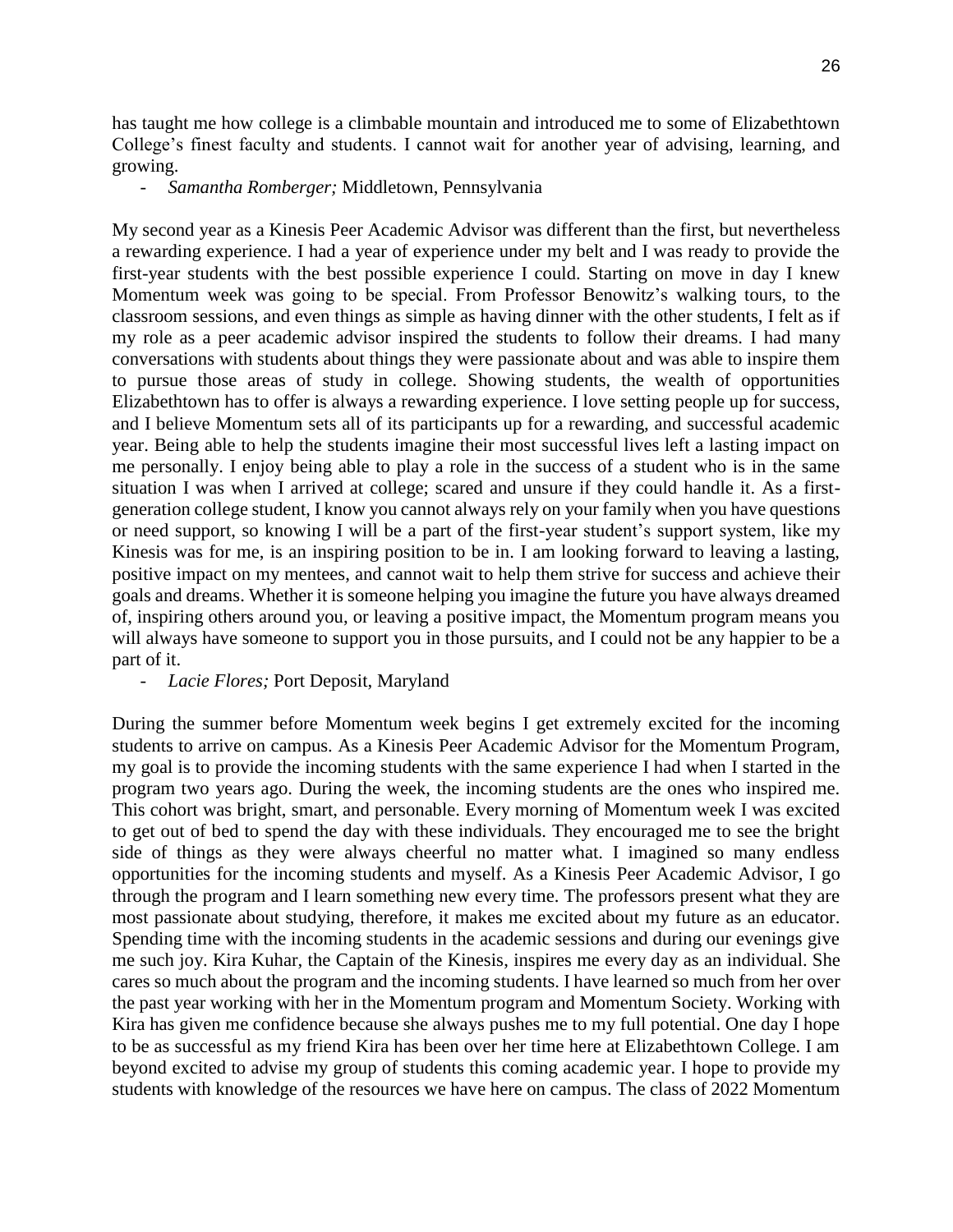has taught me how college is a climbable mountain and introduced me to some of Elizabethtown College's finest faculty and students. I cannot wait for another year of advising, learning, and growing.

- *Samantha Romberger;* Middletown, Pennsylvania

My second year as a Kinesis Peer Academic Advisor was different than the first, but nevertheless a rewarding experience. I had a year of experience under my belt and I was ready to provide the first-year students with the best possible experience I could. Starting on move in day I knew Momentum week was going to be special. From Professor Benowitz's walking tours, to the classroom sessions, and even things as simple as having dinner with the other students, I felt as if my role as a peer academic advisor inspired the students to follow their dreams. I had many conversations with students about things they were passionate about and was able to inspire them to pursue those areas of study in college. Showing students, the wealth of opportunities Elizabethtown has to offer is always a rewarding experience. I love setting people up for success, and I believe Momentum sets all of its participants up for a rewarding, and successful academic year. Being able to help the students imagine their most successful lives left a lasting impact on me personally. I enjoy being able to play a role in the success of a student who is in the same situation I was when I arrived at college; scared and unsure if they could handle it. As a first-generation college student, I know you cannot always rely on your family when you have questions or need support, so knowing I will be a part of the first-year student's support system, like my Kinesis was for me, is an inspiring position to be in. I am looking forward to leaving a lasting, positive impact on my mentees, and cannot wait to help them strive for success and achieve their goals and dreams. Whether it is someone helping you imagine the future you have always dreamed of, inspiring others around you, or leaving a positive impact, the Momentum program means you will always have someone to support you in those pursuits, and I could not be any happier to be a part of it.

- *Lacie Flores;* Port Deposit, Maryland

During the summer before Momentum week begins I get extremely excited for the incoming students to arrive on campus. As a Kinesis Peer Academic Advisor for the Momentum Program, my goal is to provide the incoming students with the same experience I had when I started in the program two years ago. During the week, the incoming students are the ones who inspired me. This cohort was bright, smart, and personable. Every morning of Momentum week I was excited to get out of bed to spend the day with these individuals. They encouraged me to see the bright side of things as they were always cheerful no matter what. I imagined so many endless opportunities for the incoming students and myself. As a Kinesis Peer Academic Advisor, I go through the program and I learn something new every time. The professors present what they are most passionate about studying, therefore, it makes me excited about my future as an educator. Spending time with the incoming students in the academic sessions and during our evenings give me such joy. Kira Kuhar, the Captain of the Kinesis, inspires me every day as an individual. She cares so much about the program and the incoming students. I have learned so much from her over the past year working with her in the Momentum program and Momentum Society. Working with Kira has given me confidence because she always pushes me to my full potential. One day I hope to be as successful as my friend Kira has been over her time here at Elizabethtown College. I am beyond excited to advise my group of students this coming academic year. I hope to provide my students with knowledge of the resources we have here on campus. The class of 2022 Momentum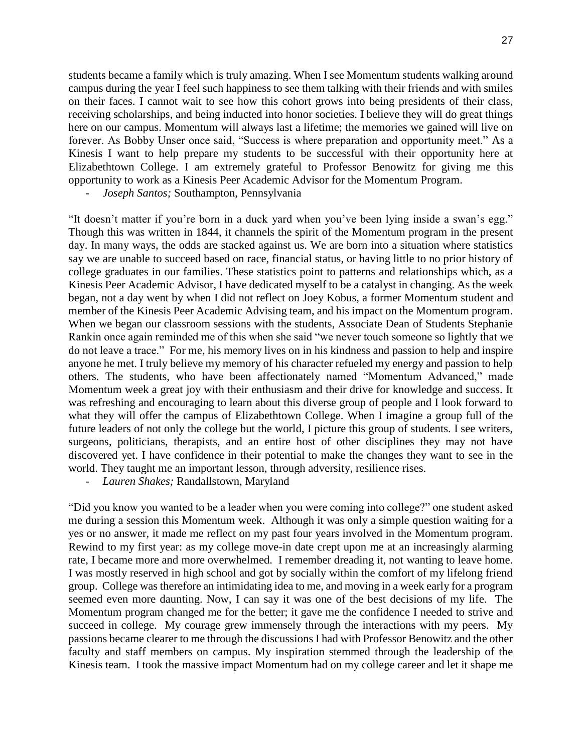students became a family which is truly amazing. When I see Momentum students walking around campus during the year I feel such happiness to see them talking with their friends and with smiles on their faces. I cannot wait to see how this cohort grows into being presidents of their class, receiving scholarships, and being inducted into honor societies. I believe they will do great things here on our campus. Momentum will always last a lifetime; the memories we gained will live on forever. As Bobby Unser once said, "Success is where preparation and opportunity meet." As a Kinesis I want to help prepare my students to be successful with their opportunity here at Elizabethtown College. I am extremely grateful to Professor Benowitz for giving me this opportunity to work as a Kinesis Peer Academic Advisor for the Momentum Program.

- *Joseph Santos;* Southampton, Pennsylvania

"It doesn't matter if you're born in a duck yard when you've been lying inside a swan's egg." Though this was written in 1844, it channels the spirit of the Momentum program in the present day. In many ways, the odds are stacked against us. We are born into a situation where statistics say we are unable to succeed based on race, financial status, or having little to no prior history of college graduates in our families. These statistics point to patterns and relationships which, as a Kinesis Peer Academic Advisor, I have dedicated myself to be a catalyst in changing. As the week began, not a day went by when I did not reflect on Joey Kobus, a former Momentum student and member of the Kinesis Peer Academic Advising team, and his impact on the Momentum program. When we began our classroom sessions with the students, Associate Dean of Students Stephanie Rankin once again reminded me of this when she said "we never touch someone so lightly that we do not leave a trace." For me, his memory lives on in his kindness and passion to help and inspire anyone he met. I truly believe my memory of his character refueled my energy and passion to help others. The students, who have been affectionately named "Momentum Advanced," made Momentum week a great joy with their enthusiasm and their drive for knowledge and success. It was refreshing and encouraging to learn about this diverse group of people and I look forward to what they will offer the campus of Elizabethtown College. When I imagine a group full of the future leaders of not only the college but the world, I picture this group of students. I see writers, surgeons, politicians, therapists, and an entire host of other disciplines they may not have discovered yet. I have confidence in their potential to make the changes they want to see in the world. They taught me an important lesson, through adversity, resilience rises.

- *Lauren Shakes;* Randallstown, Maryland

"Did you know you wanted to be a leader when you were coming into college?" one student asked me during a session this Momentum week. Although it was only a simple question waiting for a yes or no answer, it made me reflect on my past four years involved in the Momentum program. Rewind to my first year: as my college move-in date crept upon me at an increasingly alarming rate, I became more and more overwhelmed. I remember dreading it, not wanting to leave home. I was mostly reserved in high school and got by socially within the comfort of my lifelong friend group. College was therefore an intimidating idea to me, and moving in a week early for a program seemed even more daunting. Now, I can say it was one of the best decisions of my life. The Momentum program changed me for the better; it gave me the confidence I needed to strive and succeed in college. My courage grew immensely through the interactions with my peers. My passions became clearer to me through the discussions I had with Professor Benowitz and the other faculty and staff members on campus. My inspiration stemmed through the leadership of the Kinesis team. I took the massive impact Momentum had on my college career and let it shape me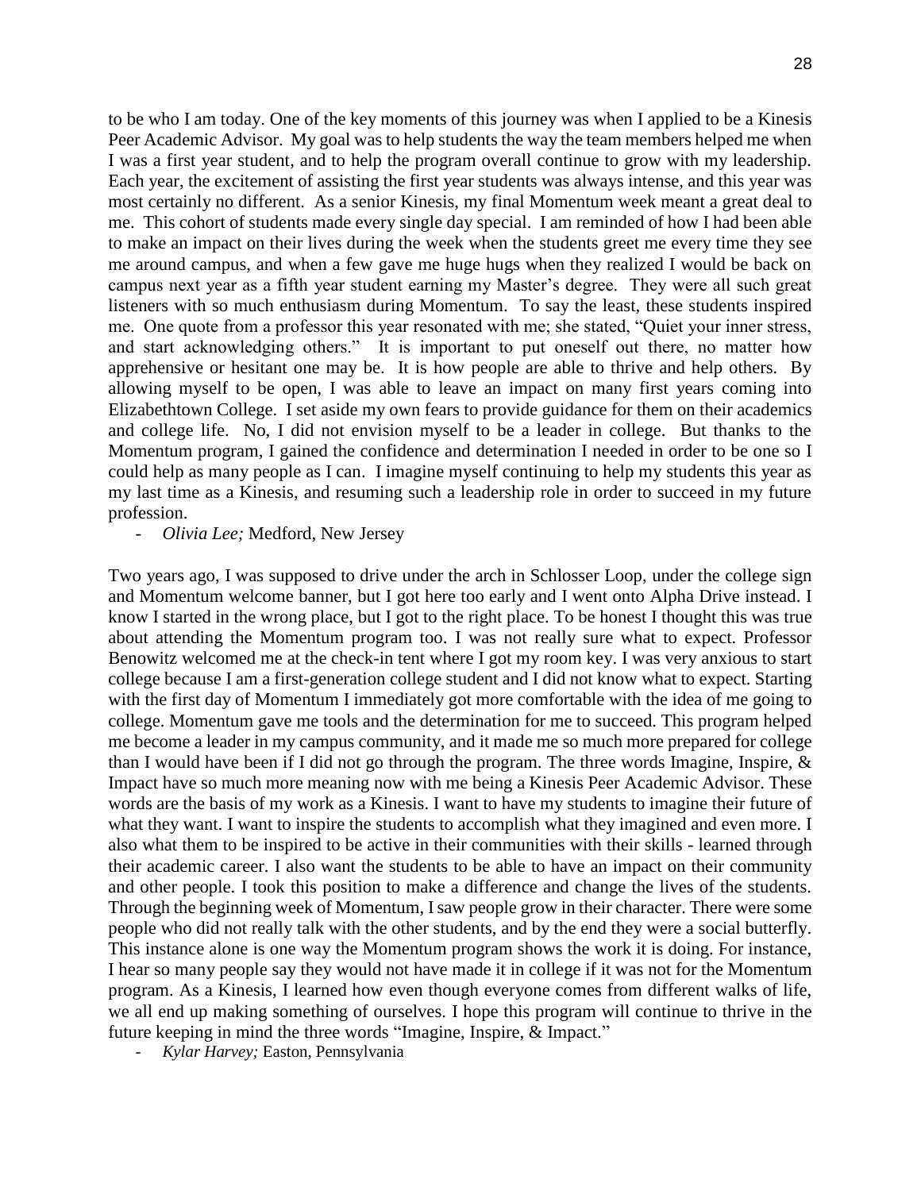to be who I am today. One of the key moments of this journey was when I applied to be a Kinesis Peer Academic Advisor. My goal was to help students the way the team members helped me when I was a first year student, and to help the program overall continue to grow with my leadership. Each year, the excitement of assisting the first year students was always intense, and this year was most certainly no different. As a senior Kinesis, my final Momentum week meant a great deal to me. This cohort of students made every single day special. I am reminded of how I had been able to make an impact on their lives during the week when the students greet me every time they see me around campus, and when a few gave me huge hugs when they realized I would be back on campus next year as a fifth year student earning my Master's degree. They were all such great listeners with so much enthusiasm during Momentum. To say the least, these students inspired me. One quote from a professor this year resonated with me; she stated, "Quiet your inner stress, and start acknowledging others." It is important to put oneself out there, no matter how apprehensive or hesitant one may be. It is how people are able to thrive and help others. By allowing myself to be open, I was able to leave an impact on many first years coming into Elizabethtown College. I set aside my own fears to provide guidance for them on their academics and college life. No, I did not envision myself to be a leader in college. But thanks to the Momentum program, I gained the confidence and determination I needed in order to be one so I could help as many people as I can. I imagine myself continuing to help my students this year as my last time as a Kinesis, and resuming such a leadership role in order to succeed in my future profession.

- *Olivia Lee;* Medford, New Jersey

Two years ago, I was supposed to drive under the arch in Schlosser Loop, under the college sign and Momentum welcome banner, but I got here too early and I went onto Alpha Drive instead. I know I started in the wrong place, but I got to the right place. To be honest I thought this was true about attending the Momentum program too. I was not really sure what to expect. Professor Benowitz welcomed me at the check-in tent where I got my room key. I was very anxious to start college because I am a first-generation college student and I did not know what to expect. Starting with the first day of Momentum I immediately got more comfortable with the idea of me going to college. Momentum gave me tools and the determination for me to succeed. This program helped me become a leader in my campus community, and it made me so much more prepared for college than I would have been if I did not go through the program. The three words Imagine, Inspire, & Impact have so much more meaning now with me being a Kinesis Peer Academic Advisor. These words are the basis of my work as a Kinesis. I want to have my students to imagine their future of what they want. I want to inspire the students to accomplish what they imagined and even more. I also what them to be inspired to be active in their communities with their skills - learned through their academic career. I also want the students to be able to have an impact on their community and other people. I took this position to make a difference and change the lives of the students. Through the beginning week of Momentum, I saw people grow in their character. There were some people who did not really talk with the other students, and by the end they were a social butterfly. This instance alone is one way the Momentum program shows the work it is doing. For instance, I hear so many people say they would not have made it in college if it was not for the Momentum program. As a Kinesis, I learned how even though everyone comes from different walks of life, we all end up making something of ourselves. I hope this program will continue to thrive in the future keeping in mind the three words "Imagine, Inspire, & Impact."

- *Kylar Harvey;* Easton, Pennsylvania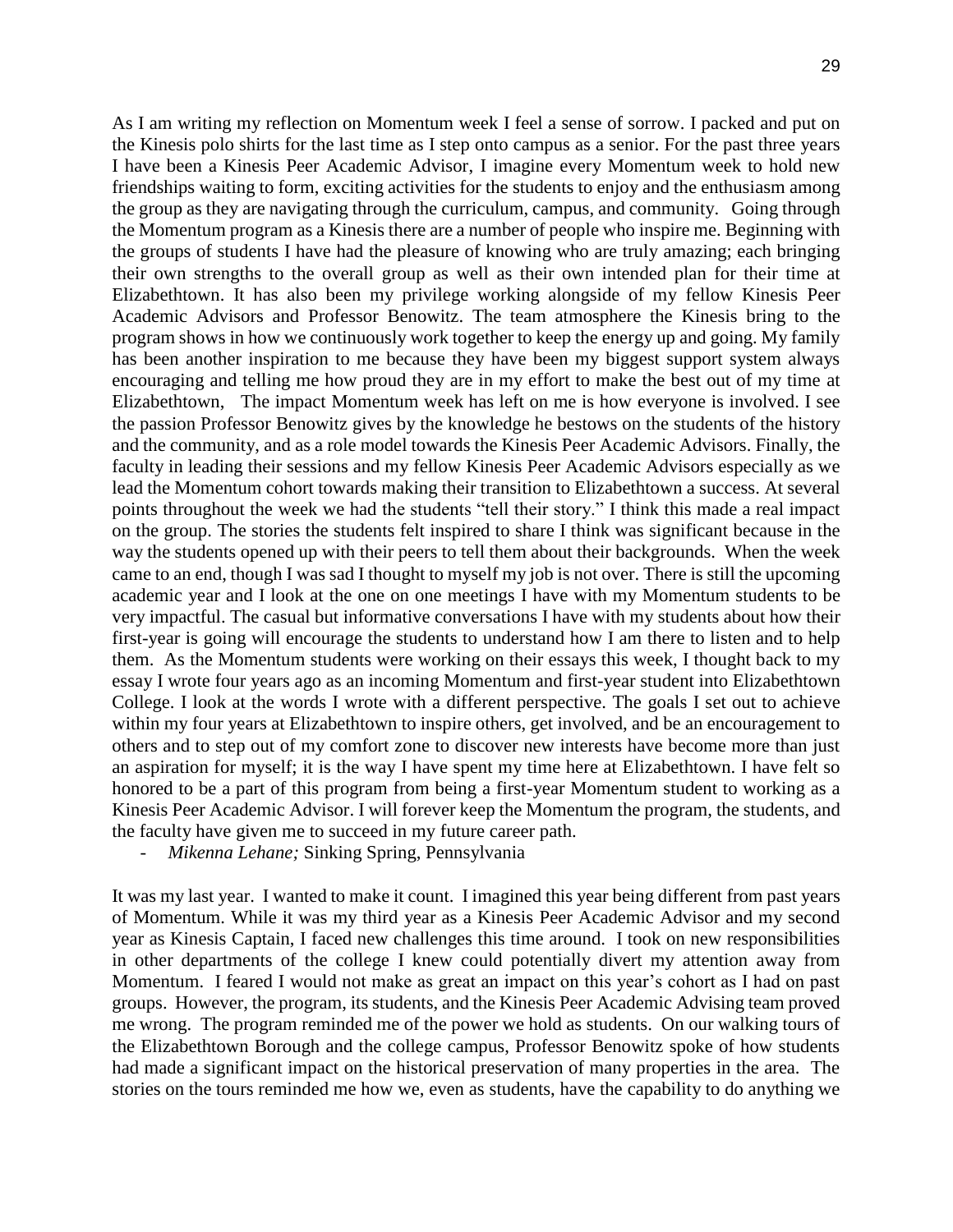As I am writing my reflection on Momentum week I feel a sense of sorrow. I packed and put on the Kinesis polo shirts for the last time as I step onto campus as a senior. For the past three years I have been a Kinesis Peer Academic Advisor, I imagine every Momentum week to hold new friendships waiting to form, exciting activities for the students to enjoy and the enthusiasm among the group as they are navigating through the curriculum, campus, and community. Going through the Momentum program as a Kinesis there are a number of people who inspire me. Beginning with the groups of students I have had the pleasure of knowing who are truly amazing; each bringing their own strengths to the overall group as well as their own intended plan for their time at Elizabethtown. It has also been my privilege working alongside of my fellow Kinesis Peer Academic Advisors and Professor Benowitz. The team atmosphere the Kinesis bring to the program shows in how we continuously work together to keep the energy up and going. My family has been another inspiration to me because they have been my biggest support system always encouraging and telling me how proud they are in my effort to make the best out of my time at Elizabethtown, The impact Momentum week has left on me is how everyone is involved. I see the passion Professor Benowitz gives by the knowledge he bestows on the students of the history and the community, and as a role model towards the Kinesis Peer Academic Advisors. Finally, the faculty in leading their sessions and my fellow Kinesis Peer Academic Advisors especially as we lead the Momentum cohort towards making their transition to Elizabethtown a success. At several points throughout the week we had the students "tell their story." I think this made a real impact on the group. The stories the students felt inspired to share I think was significant because in the way the students opened up with their peers to tell them about their backgrounds. When the week came to an end, though I was sad I thought to myself my job is not over. There is still the upcoming academic year and I look at the one on one meetings I have with my Momentum students to be very impactful. The casual but informative conversations I have with my students about how their first-year is going will encourage the students to understand how I am there to listen and to help them. As the Momentum students were working on their essays this week, I thought back to my essay I wrote four years ago as an incoming Momentum and first-year student into Elizabethtown College. I look at the words I wrote with a different perspective. The goals I set out to achieve within my four years at Elizabethtown to inspire others, get involved, and be an encouragement to others and to step out of my comfort zone to discover new interests have become more than just an aspiration for myself; it is the way I have spent my time here at Elizabethtown. I have felt so honored to be a part of this program from being a first-year Momentum student to working as a Kinesis Peer Academic Advisor. I will forever keep the Momentum the program, the students, and the faculty have given me to succeed in my future career path.

- *Mikenna Lehane;* Sinking Spring, Pennsylvania

It was my last year. I wanted to make it count. I imagined this year being different from past years of Momentum. While it was my third year as a Kinesis Peer Academic Advisor and my second year as Kinesis Captain, I faced new challenges this time around. I took on new responsibilities in other departments of the college I knew could potentially divert my attention away from Momentum. I feared I would not make as great an impact on this year's cohort as I had on past groups. However, the program, its students, and the Kinesis Peer Academic Advising team proved me wrong. The program reminded me of the power we hold as students. On our walking tours of the Elizabethtown Borough and the college campus, Professor Benowitz spoke of how students had made a significant impact on the historical preservation of many properties in the area. The stories on the tours reminded me how we, even as students, have the capability to do anything we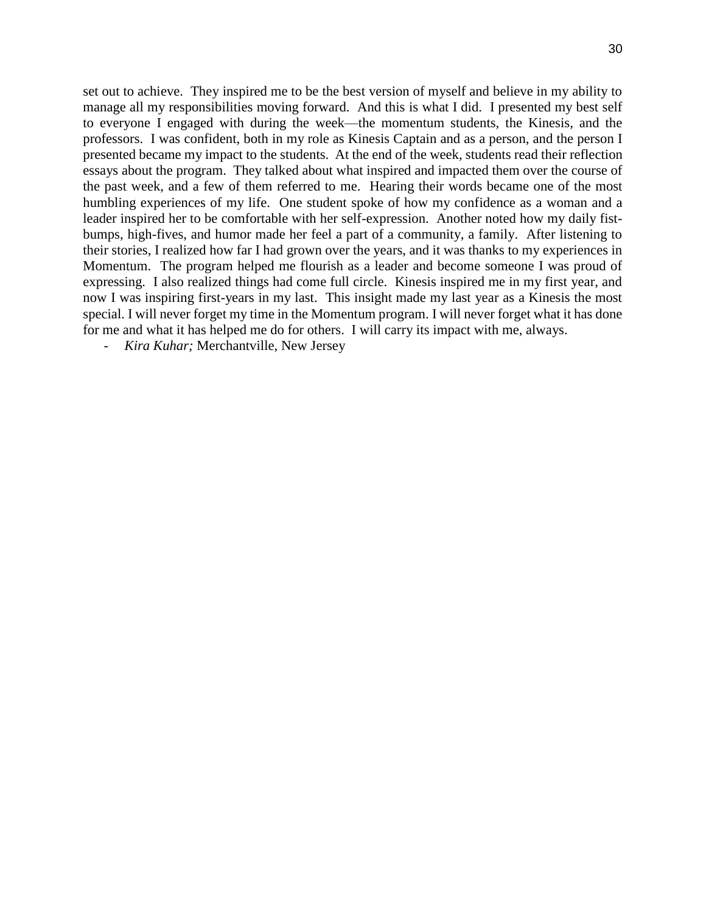set out to achieve. They inspired me to be the best version of myself and believe in my ability to manage all my responsibilities moving forward. And this is what I did. I presented my best self to everyone I engaged with during the week—the momentum students, the Kinesis, and the professors. I was confident, both in my role as Kinesis Captain and as a person, and the person I presented became my impact to the students. At the end of the week, students read their reflection essays about the program. They talked about what inspired and impacted them over the course of the past week, and a few of them referred to me. Hearing their words became one of the most humbling experiences of my life. One student spoke of how my confidence as a woman and a leader inspired her to be comfortable with her self-expression. Another noted how my daily fist-bumps, high-fives, and humor made her feel a part of a community, a family. After listening to their stories, I realized how far I had grown over the years, and it was thanks to my experiences in Momentum. The program helped me flourish as a leader and become someone I was proud of expressing. I also realized things had come full circle. Kinesis inspired me in my first year, and now I was inspiring first-years in my last. This insight made my last year as a Kinesis the most special. I will never forget my time in the Momentum program. I will never forget what it has done for me and what it has helped me do for others. I will carry its impact with me, always.

- *Kira Kuhar;* Merchantville, New Jersey